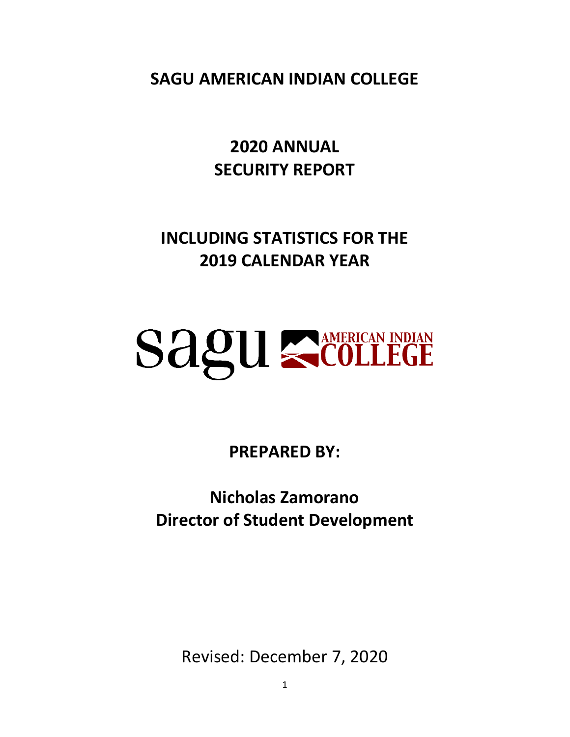# SAGU AMERICAN INDIAN COLLEGE

## 2020 ANNUAL SECURITY REPORT

## INCLUDING STATISTICS FOR THE 2019 CALENDAR YEAR

sagu AMERICAN INDIAN COLLEGE

**PREPARED BY:**

**Nicholas Zamorano**
**Director of Student Development**

Revised: December 7, 2020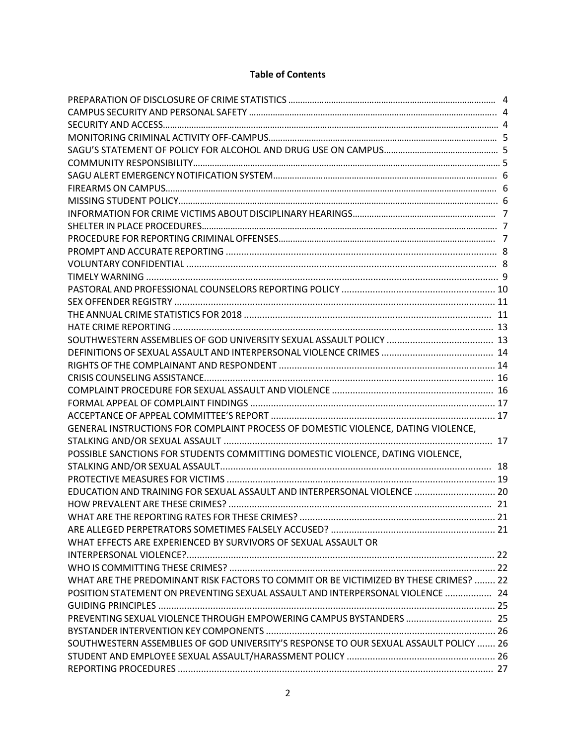**Table of Contents**

PREPARATION OF DISCLOSURE OF CRIME STATISTICS ........ 4
CAMPUS SECURITY AND PERSONAL SAFETY ........ 4
SECURITY AND ACCESS........ 4
MONITORING CRIMINAL ACTIVITY OFF-CAMPUS........ 5
SAGU'S STATEMENT OF POLICY FOR ALCOHOL AND DRUG USE ON CAMPUS........ 5
COMMUNITY RESPONSIBILITY........ 5
SAGU ALERT EMERGENCY NOTIFICATION SYSTEM........ 6
FIREARMS ON CAMPUS........ 6
MISSING STUDENT POLICY........ 6
INFORMATION FOR CRIME VICTIMS ABOUT DISCIPLINARY HEARINGS........ 7
SHELTER IN PLACE PROCEDURES........ 7
PROCEDURE FOR REPORTING CRIMINAL OFFENSES........ 7
PROMPT AND ACCURATE REPORTING ........ 8
VOLUNTARY CONFIDENTIAL ........ 8
TIMELY WARNING ........ 9
PASTORAL AND PROFESSIONAL COUNSELORS REPORTING POLICY ........ 10
SEX OFFENDER REGISTRY ........ 11
THE ANNUAL CRIME STATISTICS FOR 2018 ........ 11
HATE CRIME REPORTING ........ 13
SOUTHWESTERN ASSEMBLIES OF GOD UNIVERSITY SEXUAL ASSAULT POLICY ........ 13
DEFINITIONS OF SEXUAL ASSAULT AND INTERPERSONAL VIOLENCE CRIMES ........ 14
RIGHTS OF THE COMPLAINANT AND RESPONDENT ........ 14
CRISIS COUNSELING ASSISTANCE........ 16
COMPLAINT PROCEDURE FOR SEXUAL ASSAULT AND VIOLENCE ........ 16
FORMAL APPEAL OF COMPLAINT FINDINGS ........ 17
ACCEPTANCE OF APPEAL COMMITTEE'S REPORT ........ 17
GENERAL INSTRUCTIONS FOR COMPLAINT PROCESS OF DOMESTIC VIOLENCE, DATING VIOLENCE, STALKING AND/OR SEXUAL ASSAULT ........ 17
POSSIBLE SANCTIONS FOR STUDENTS COMMITTING DOMESTIC VIOLENCE, DATING VIOLENCE, STALKING AND/OR SEXUAL ASSAULT........ 18
PROTECTIVE MEASURES FOR VICTIMS ........ 19
EDUCATION AND TRAINING FOR SEXUAL ASSAULT AND INTERPERSONAL VIOLENCE ........ 20
HOW PREVALENT ARE THESE CRIMES? ........ 21
WHAT ARE THE REPORTING RATES FOR THESE CRIMES? ........ 21
ARE ALLEGED PERPETRATORS SOMETIMES FALSELY ACCUSED? ........ 21
WHAT EFFECTS ARE EXPERIENCED BY SURVIVORS OF SEXUAL ASSAULT OR INTERPERSONAL VIOLENCE?........ 22
WHO IS COMMITTING THESE CRIMES? ........ 22
WHAT ARE THE PREDOMINANT RISK FACTORS TO COMMIT OR BE VICTIMIZED BY THESE CRIMES? ........ 22
POSITION STATEMENT ON PREVENTING SEXUAL ASSAULT AND INTERPERSONAL VIOLENCE ........ 24
GUIDING PRINCIPLES ........ 25
PREVENTING SEXUAL VIOLENCE THROUGH EMPOWERING CAMPUS BYSTANDERS ........ 25
BYSTANDER INTERVENTION KEY COMPONENTS ........ 26
SOUTHWESTERN ASSEMBLIES OF GOD UNIVERSITY'S RESPONSE TO OUR SEXUAL ASSAULT POLICY ........ 26
STUDENT AND EMPLOYEE SEXUAL ASSAULT/HARASSMENT POLICY ........ 26
REPORTING PROCEDURES ........ 27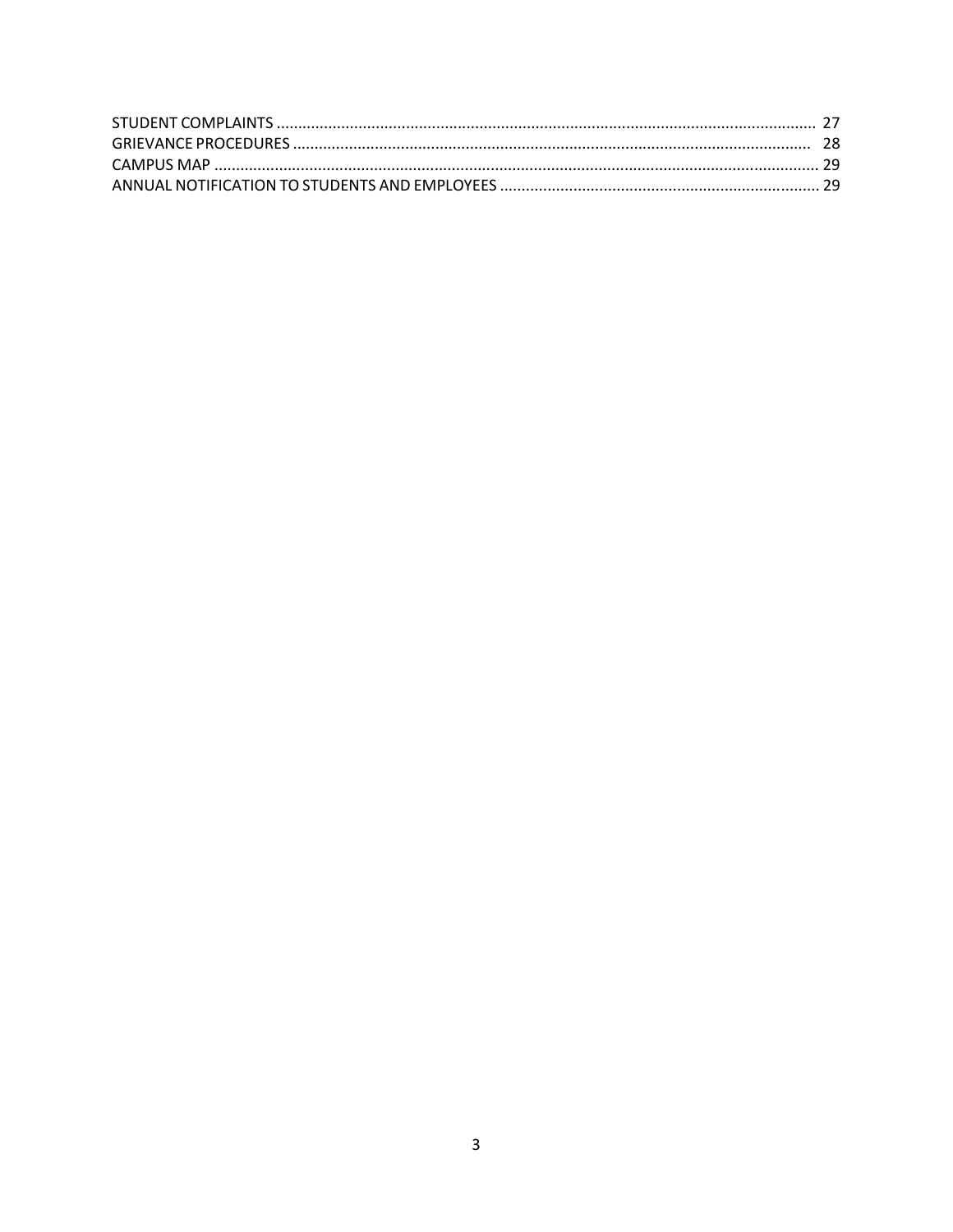STUDENT COMPLAINTS ........................................................................................................................... 27
GRIEVANCE PROCEDURES ....................................................................................................................... 28
CAMPUS MAP .......................................................................................................................................... 29
ANNUAL NOTIFICATION TO STUDENTS AND EMPLOYEES ......................................................................... 29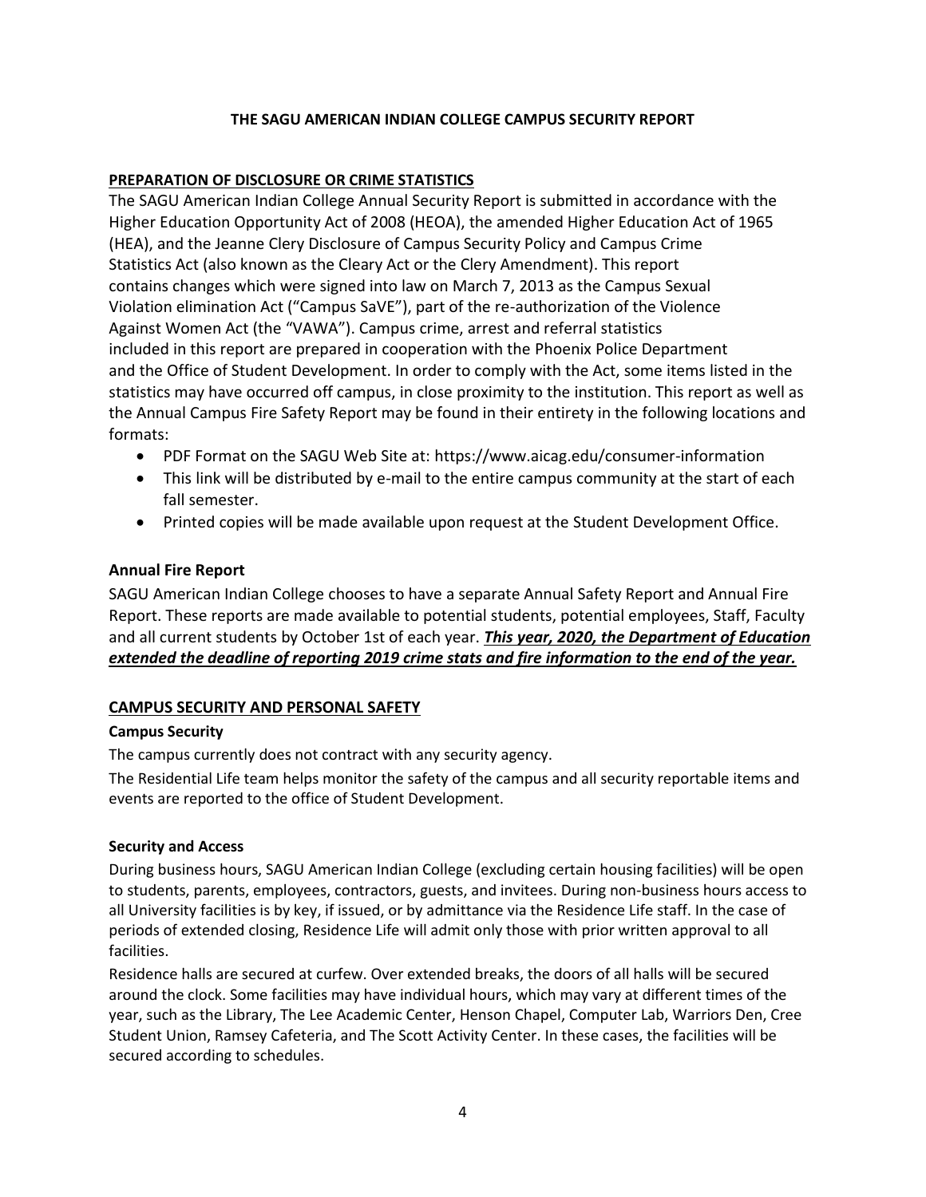# THE SAGU AMERICAN INDIAN COLLEGE CAMPUS SECURITY REPORT

## PREPARATION OF DISCLOSURE OR CRIME STATISTICS

The SAGU American Indian College Annual Security Report is submitted in accordance with the Higher Education Opportunity Act of 2008 (HEOA), the amended Higher Education Act of 1965 (HEA), and the Jeanne Clery Disclosure of Campus Security Policy and Campus Crime Statistics Act (also known as the Cleary Act or the Clery Amendment). This report contains changes which were signed into law on March 7, 2013 as the Campus Sexual Violation elimination Act ("Campus SaVE"), part of the re-authorization of the Violence Against Women Act (the "VAWA"). Campus crime, arrest and referral statistics included in this report are prepared in cooperation with the Phoenix Police Department and the Office of Student Development. In order to comply with the Act, some items listed in the statistics may have occurred off campus, in close proximity to the institution. This report as well as the Annual Campus Fire Safety Report may be found in their entirety in the following locations and formats:

- PDF Format on the SAGU Web Site at: https://www.aicag.edu/consumer-information
- This link will be distributed by e-mail to the entire campus community at the start of each fall semester.
- Printed copies will be made available upon request at the Student Development Office.

### Annual Fire Report

SAGU American Indian College chooses to have a separate Annual Safety Report and Annual Fire Report. These reports are made available to potential students, potential employees, Staff, Faculty and all current students by October 1st of each year. ***This year, 2020, the Department of Education extended the deadline of reporting 2019 crime stats and fire information to the end of the year.***

## CAMPUS SECURITY AND PERSONAL SAFETY

### Campus Security

The campus currently does not contract with any security agency.

The Residential Life team helps monitor the safety of the campus and all security reportable items and events are reported to the office of Student Development.

### Security and Access

During business hours, SAGU American Indian College (excluding certain housing facilities) will be open to students, parents, employees, contractors, guests, and invitees. During non-business hours access to all University facilities is by key, if issued, or by admittance via the Residence Life staff. In the case of periods of extended closing, Residence Life will admit only those with prior written approval to all facilities.

Residence halls are secured at curfew. Over extended breaks, the doors of all halls will be secured around the clock. Some facilities may have individual hours, which may vary at different times of the year, such as the Library, The Lee Academic Center, Henson Chapel, Computer Lab, Warriors Den, Cree Student Union, Ramsey Cafeteria, and The Scott Activity Center. In these cases, the facilities will be secured according to schedules.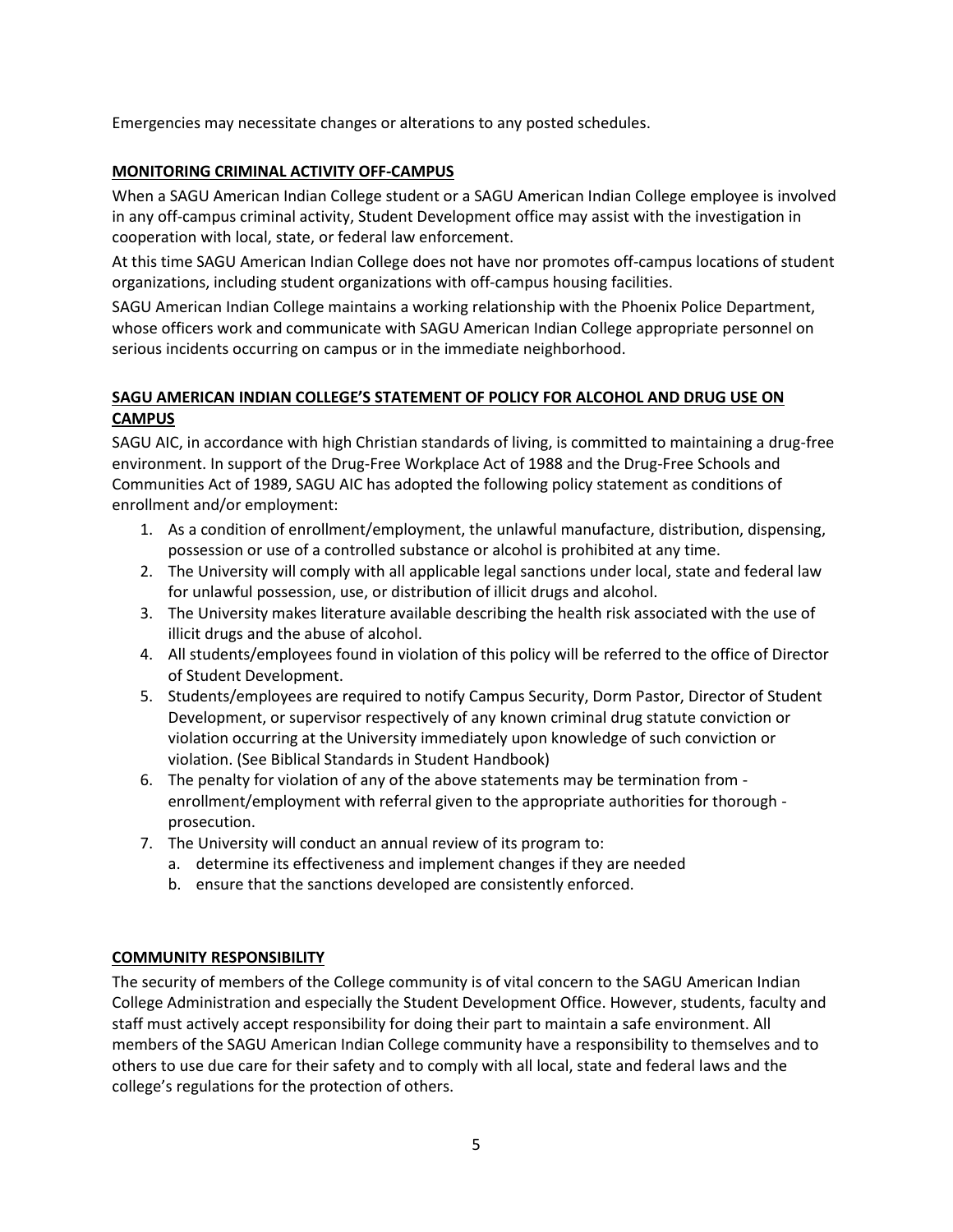Emergencies may necessitate changes or alterations to any posted schedules.

## MONITORING CRIMINAL ACTIVITY OFF-CAMPUS

When a SAGU American Indian College student or a SAGU American Indian College employee is involved in any off-campus criminal activity, Student Development office may assist with the investigation in cooperation with local, state, or federal law enforcement.

At this time SAGU American Indian College does not have nor promotes off-campus locations of student organizations, including student organizations with off-campus housing facilities.

SAGU American Indian College maintains a working relationship with the Phoenix Police Department, whose officers work and communicate with SAGU American Indian College appropriate personnel on serious incidents occurring on campus or in the immediate neighborhood.

## SAGU AMERICAN INDIAN COLLEGE'S STATEMENT OF POLICY FOR ALCOHOL AND DRUG USE ON CAMPUS

SAGU AIC, in accordance with high Christian standards of living, is committed to maintaining a drug-free environment. In support of the Drug-Free Workplace Act of 1988 and the Drug-Free Schools and Communities Act of 1989, SAGU AIC has adopted the following policy statement as conditions of enrollment and/or employment:

1. As a condition of enrollment/employment, the unlawful manufacture, distribution, dispensing, possession or use of a controlled substance or alcohol is prohibited at any time.
2. The University will comply with all applicable legal sanctions under local, state and federal law for unlawful possession, use, or distribution of illicit drugs and alcohol.
3. The University makes literature available describing the health risk associated with the use of illicit drugs and the abuse of alcohol.
4. All students/employees found in violation of this policy will be referred to the office of Director of Student Development.
5. Students/employees are required to notify Campus Security, Dorm Pastor, Director of Student Development, or supervisor respectively of any known criminal drug statute conviction or violation occurring at the University immediately upon knowledge of such conviction or violation. (See Biblical Standards in Student Handbook)
6. The penalty for violation of any of the above statements may be termination from - enrollment/employment with referral given to the appropriate authorities for thorough - prosecution.
7. The University will conduct an annual review of its program to:
   a. determine its effectiveness and implement changes if they are needed
   b. ensure that the sanctions developed are consistently enforced.

## COMMUNITY RESPONSIBILITY

The security of members of the College community is of vital concern to the SAGU American Indian College Administration and especially the Student Development Office. However, students, faculty and staff must actively accept responsibility for doing their part to maintain a safe environment. All members of the SAGU American Indian College community have a responsibility to themselves and to others to use due care for their safety and to comply with all local, state and federal laws and the college's regulations for the protection of others.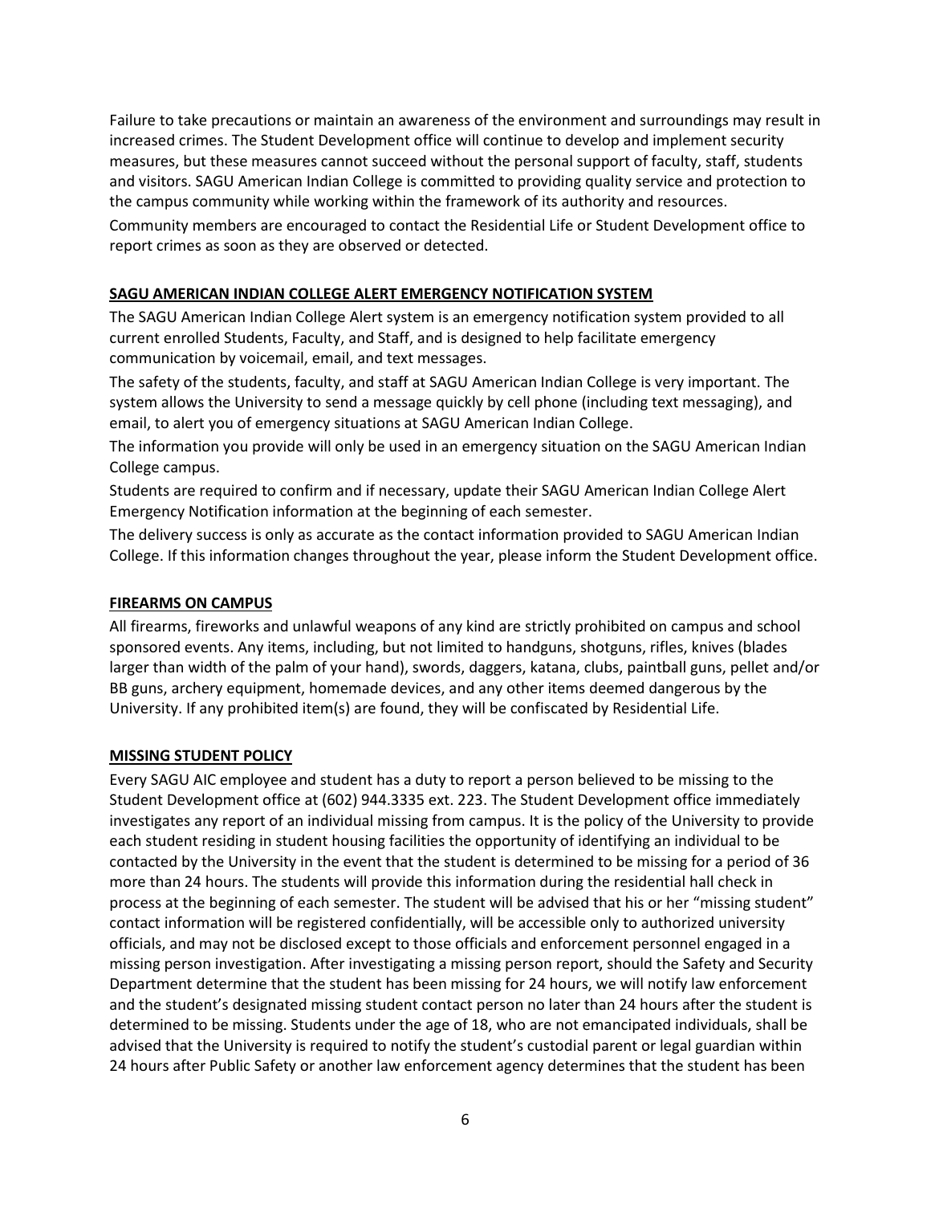Failure to take precautions or maintain an awareness of the environment and surroundings may result in increased crimes. The Student Development office will continue to develop and implement security measures, but these measures cannot succeed without the personal support of faculty, staff, students and visitors. SAGU American Indian College is committed to providing quality service and protection to the campus community while working within the framework of its authority and resources.

Community members are encouraged to contact the Residential Life or Student Development office to report crimes as soon as they are observed or detected.

## SAGU AMERICAN INDIAN COLLEGE ALERT EMERGENCY NOTIFICATION SYSTEM

The SAGU American Indian College Alert system is an emergency notification system provided to all current enrolled Students, Faculty, and Staff, and is designed to help facilitate emergency communication by voicemail, email, and text messages.

The safety of the students, faculty, and staff at SAGU American Indian College is very important. The system allows the University to send a message quickly by cell phone (including text messaging), and email, to alert you of emergency situations at SAGU American Indian College.

The information you provide will only be used in an emergency situation on the SAGU American Indian College campus.

Students are required to confirm and if necessary, update their SAGU American Indian College Alert Emergency Notification information at the beginning of each semester.

The delivery success is only as accurate as the contact information provided to SAGU American Indian College. If this information changes throughout the year, please inform the Student Development office.

## FIREARMS ON CAMPUS

All firearms, fireworks and unlawful weapons of any kind are strictly prohibited on campus and school sponsored events. Any items, including, but not limited to handguns, shotguns, rifles, knives (blades larger than width of the palm of your hand), swords, daggers, katana, clubs, paintball guns, pellet and/or BB guns, archery equipment, homemade devices, and any other items deemed dangerous by the University. If any prohibited item(s) are found, they will be confiscated by Residential Life.

## MISSING STUDENT POLICY

Every SAGU AIC employee and student has a duty to report a person believed to be missing to the Student Development office at (602) 944.3335 ext. 223. The Student Development office immediately investigates any report of an individual missing from campus. It is the policy of the University to provide each student residing in student housing facilities the opportunity of identifying an individual to be contacted by the University in the event that the student is determined to be missing for a period of 36 more than 24 hours. The students will provide this information during the residential hall check in process at the beginning of each semester. The student will be advised that his or her "missing student" contact information will be registered confidentially, will be accessible only to authorized university officials, and may not be disclosed except to those officials and enforcement personnel engaged in a missing person investigation. After investigating a missing person report, should the Safety and Security Department determine that the student has been missing for 24 hours, we will notify law enforcement and the student's designated missing student contact person no later than 24 hours after the student is determined to be missing. Students under the age of 18, who are not emancipated individuals, shall be advised that the University is required to notify the student's custodial parent or legal guardian within 24 hours after Public Safety or another law enforcement agency determines that the student has been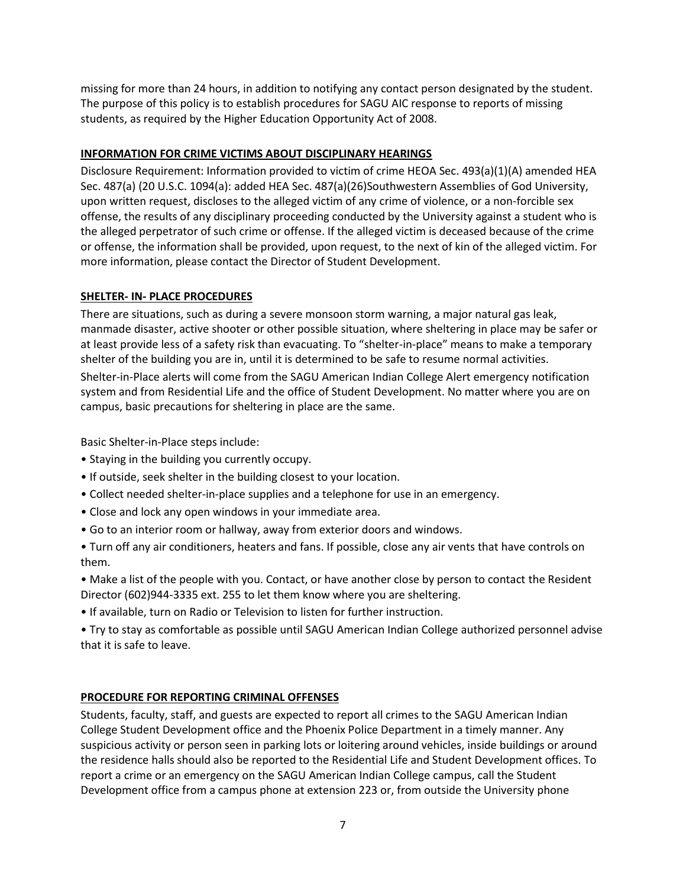missing for more than 24 hours, in addition to notifying any contact person designated by the student. The purpose of this policy is to establish procedures for SAGU AIC response to reports of missing students, as required by the Higher Education Opportunity Act of 2008.

## INFORMATION FOR CRIME VICTIMS ABOUT DISCIPLINARY HEARINGS

Disclosure Requirement: Information provided to victim of crime HEOA Sec. 493(a)(1)(A) amended HEA Sec. 487(a) (20 U.S.C. 1094(a): added HEA Sec. 487(a)(26)Southwestern Assemblies of God University, upon written request, discloses to the alleged victim of any crime of violence, or a non-forcible sex offense, the results of any disciplinary proceeding conducted by the University against a student who is the alleged perpetrator of such crime or offense. If the alleged victim is deceased because of the crime or offense, the information shall be provided, upon request, to the next of kin of the alleged victim. For more information, please contact the Director of Student Development.

## SHELTER- IN- PLACE PROCEDURES

There are situations, such as during a severe monsoon storm warning, a major natural gas leak, manmade disaster, active shooter or other possible situation, where sheltering in place may be safer or at least provide less of a safety risk than evacuating. To "shelter-in-place" means to make a temporary shelter of the building you are in, until it is determined to be safe to resume normal activities.

Shelter-in-Place alerts will come from the SAGU American Indian College Alert emergency notification system and from Residential Life and the office of Student Development. No matter where you are on campus, basic precautions for sheltering in place are the same.

Basic Shelter-in-Place steps include:

- Staying in the building you currently occupy.
- If outside, seek shelter in the building closest to your location.
- Collect needed shelter-in-place supplies and a telephone for use in an emergency.
- Close and lock any open windows in your immediate area.
- Go to an interior room or hallway, away from exterior doors and windows.
- Turn off any air conditioners, heaters and fans. If possible, close any air vents that have controls on them.
- Make a list of the people with you. Contact, or have another close by person to contact the Resident Director (602)944-3335 ext. 255 to let them know where you are sheltering.
- If available, turn on Radio or Television to listen for further instruction.
- Try to stay as comfortable as possible until SAGU American Indian College authorized personnel advise that it is safe to leave.

## PROCEDURE FOR REPORTING CRIMINAL OFFENSES

Students, faculty, staff, and guests are expected to report all crimes to the SAGU American Indian College Student Development office and the Phoenix Police Department in a timely manner. Any suspicious activity or person seen in parking lots or loitering around vehicles, inside buildings or around the residence halls should also be reported to the Residential Life and Student Development offices. To report a crime or an emergency on the SAGU American Indian College campus, call the Student Development office from a campus phone at extension 223 or, from outside the University phone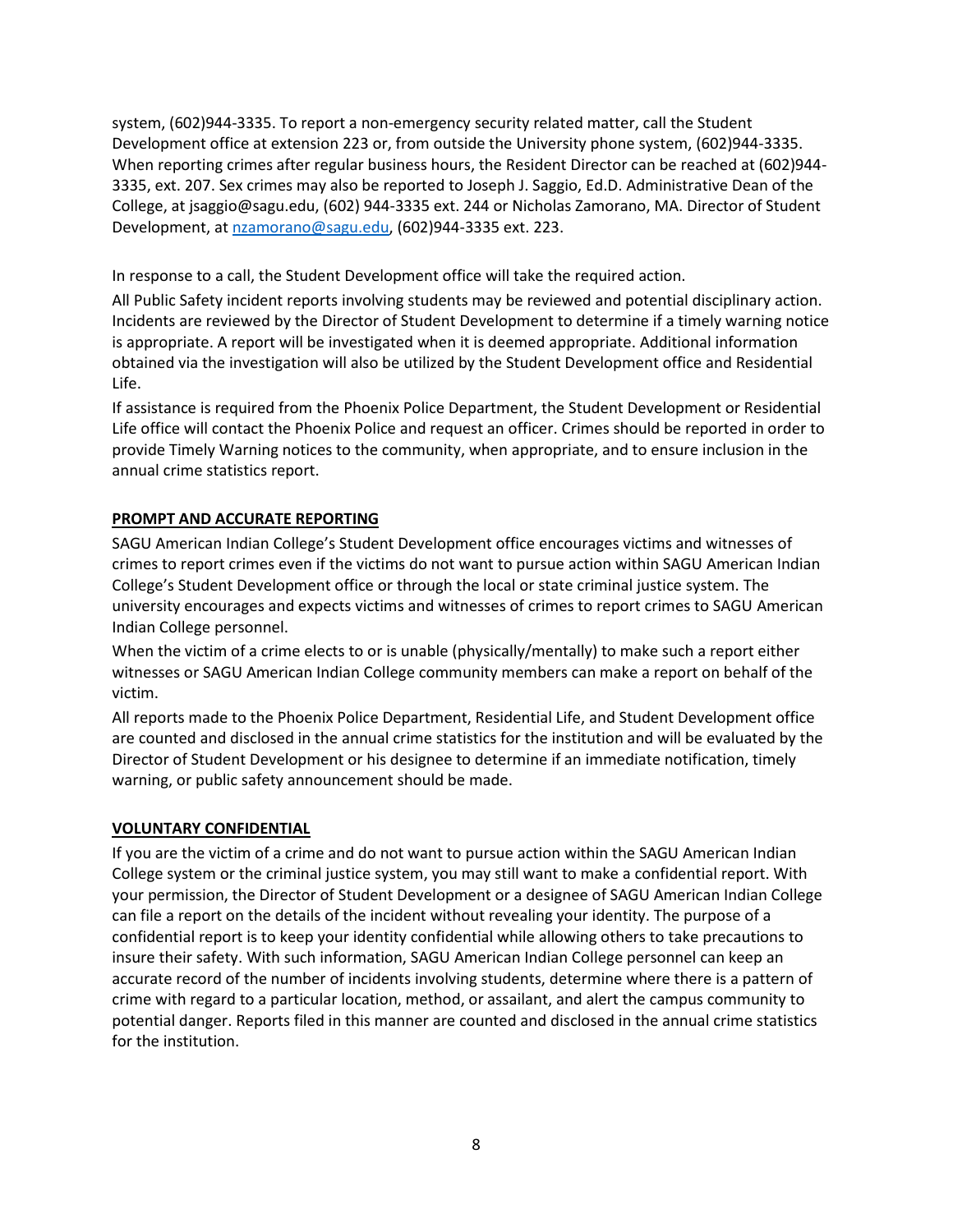system, (602)944-3335. To report a non-emergency security related matter, call the Student Development office at extension 223 or, from outside the University phone system, (602)944-3335. When reporting crimes after regular business hours, the Resident Director can be reached at (602)944-3335, ext. 207. Sex crimes may also be reported to Joseph J. Saggio, Ed.D. Administrative Dean of the College, at jsaggio@sagu.edu, (602) 944-3335 ext. 244 or Nicholas Zamorano, MA. Director of Student Development, at nzamorano@sagu.edu, (602)944-3335 ext. 223.

In response to a call, the Student Development office will take the required action.

All Public Safety incident reports involving students may be reviewed and potential disciplinary action. Incidents are reviewed by the Director of Student Development to determine if a timely warning notice is appropriate. A report will be investigated when it is deemed appropriate. Additional information obtained via the investigation will also be utilized by the Student Development office and Residential Life.

If assistance is required from the Phoenix Police Department, the Student Development or Residential Life office will contact the Phoenix Police and request an officer. Crimes should be reported in order to provide Timely Warning notices to the community, when appropriate, and to ensure inclusion in the annual crime statistics report.

## PROMPT AND ACCURATE REPORTING

SAGU American Indian College's Student Development office encourages victims and witnesses of crimes to report crimes even if the victims do not want to pursue action within SAGU American Indian College's Student Development office or through the local or state criminal justice system. The university encourages and expects victims and witnesses of crimes to report crimes to SAGU American Indian College personnel.

When the victim of a crime elects to or is unable (physically/mentally) to make such a report either witnesses or SAGU American Indian College community members can make a report on behalf of the victim.

All reports made to the Phoenix Police Department, Residential Life, and Student Development office are counted and disclosed in the annual crime statistics for the institution and will be evaluated by the Director of Student Development or his designee to determine if an immediate notification, timely warning, or public safety announcement should be made.

## VOLUNTARY CONFIDENTIAL

If you are the victim of a crime and do not want to pursue action within the SAGU American Indian College system or the criminal justice system, you may still want to make a confidential report. With your permission, the Director of Student Development or a designee of SAGU American Indian College can file a report on the details of the incident without revealing your identity. The purpose of a confidential report is to keep your identity confidential while allowing others to take precautions to insure their safety. With such information, SAGU American Indian College personnel can keep an accurate record of the number of incidents involving students, determine where there is a pattern of crime with regard to a particular location, method, or assailant, and alert the campus community to potential danger. Reports filed in this manner are counted and disclosed in the annual crime statistics for the institution.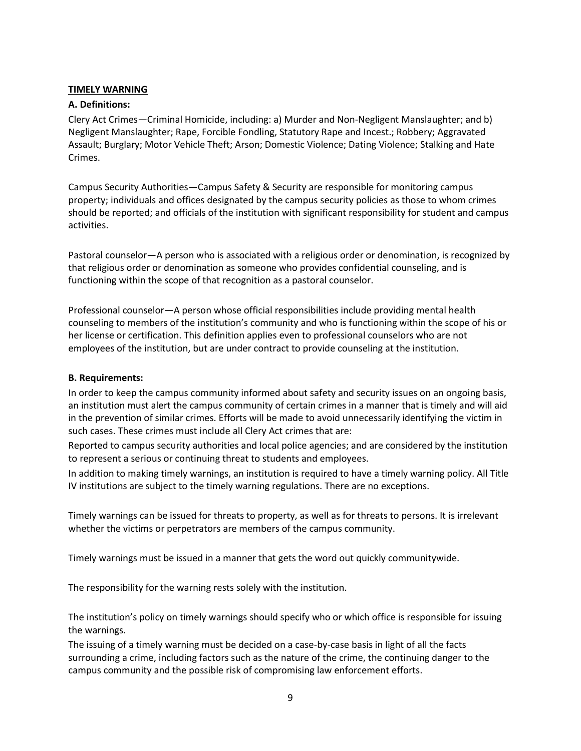**<u>TIMELY WARNING</u>**

**A. Definitions:**

Clery Act Crimes—Criminal Homicide, including: a) Murder and Non-Negligent Manslaughter; and b) Negligent Manslaughter; Rape, Forcible Fondling, Statutory Rape and Incest.; Robbery; Aggravated Assault; Burglary; Motor Vehicle Theft; Arson; Domestic Violence; Dating Violence; Stalking and Hate Crimes.

Campus Security Authorities—Campus Safety & Security are responsible for monitoring campus property; individuals and offices designated by the campus security policies as those to whom crimes should be reported; and officials of the institution with significant responsibility for student and campus activities.

Pastoral counselor—A person who is associated with a religious order or denomination, is recognized by that religious order or denomination as someone who provides confidential counseling, and is functioning within the scope of that recognition as a pastoral counselor.

Professional counselor—A person whose official responsibilities include providing mental health counseling to members of the institution's community and who is functioning within the scope of his or her license or certification. This definition applies even to professional counselors who are not employees of the institution, but are under contract to provide counseling at the institution.

**B. Requirements:**

In order to keep the campus community informed about safety and security issues on an ongoing basis, an institution must alert the campus community of certain crimes in a manner that is timely and will aid in the prevention of similar crimes. Efforts will be made to avoid unnecessarily identifying the victim in such cases. These crimes must include all Clery Act crimes that are:

Reported to campus security authorities and local police agencies; and are considered by the institution to represent a serious or continuing threat to students and employees.

In addition to making timely warnings, an institution is required to have a timely warning policy. All Title IV institutions are subject to the timely warning regulations. There are no exceptions.

Timely warnings can be issued for threats to property, as well as for threats to persons. It is irrelevant whether the victims or perpetrators are members of the campus community.

Timely warnings must be issued in a manner that gets the word out quickly communitywide.

The responsibility for the warning rests solely with the institution.

The institution's policy on timely warnings should specify who or which office is responsible for issuing the warnings.

The issuing of a timely warning must be decided on a case-by-case basis in light of all the facts surrounding a crime, including factors such as the nature of the crime, the continuing danger to the campus community and the possible risk of compromising law enforcement efforts.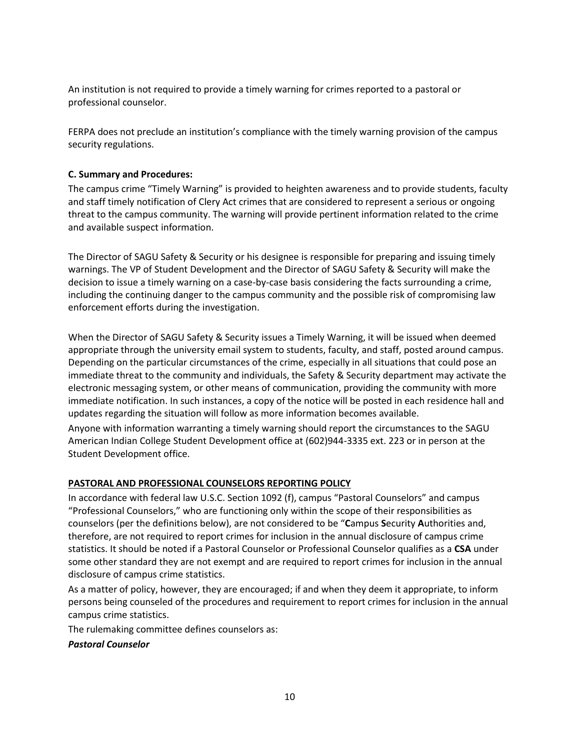An institution is not required to provide a timely warning for crimes reported to a pastoral or professional counselor.

FERPA does not preclude an institution's compliance with the timely warning provision of the campus security regulations.

**C. Summary and Procedures:**

The campus crime "Timely Warning" is provided to heighten awareness and to provide students, faculty and staff timely notification of Clery Act crimes that are considered to represent a serious or ongoing threat to the campus community. The warning will provide pertinent information related to the crime and available suspect information.

The Director of SAGU Safety & Security or his designee is responsible for preparing and issuing timely warnings. The VP of Student Development and the Director of SAGU Safety & Security will make the decision to issue a timely warning on a case-by-case basis considering the facts surrounding a crime, including the continuing danger to the campus community and the possible risk of compromising law enforcement efforts during the investigation.

When the Director of SAGU Safety & Security issues a Timely Warning, it will be issued when deemed appropriate through the university email system to students, faculty, and staff, posted around campus. Depending on the particular circumstances of the crime, especially in all situations that could pose an immediate threat to the community and individuals, the Safety & Security department may activate the electronic messaging system, or other means of communication, providing the community with more immediate notification. In such instances, a copy of the notice will be posted in each residence hall and updates regarding the situation will follow as more information becomes available.

Anyone with information warranting a timely warning should report the circumstances to the SAGU American Indian College Student Development office at (602)944-3335 ext. 223 or in person at the Student Development office.

**PASTORAL AND PROFESSIONAL COUNSELORS REPORTING POLICY**

In accordance with federal law U.S.C. Section 1092 (f), campus "Pastoral Counselors" and campus "Professional Counselors," who are functioning only within the scope of their responsibilities as counselors (per the definitions below), are not considered to be "**C**ampus **S**ecurity **A**uthorities and, therefore, are not required to report crimes for inclusion in the annual disclosure of campus crime statistics. It should be noted if a Pastoral Counselor or Professional Counselor qualifies as a **CSA** under some other standard they are not exempt and are required to report crimes for inclusion in the annual disclosure of campus crime statistics.

As a matter of policy, however, they are encouraged; if and when they deem it appropriate, to inform persons being counseled of the procedures and requirement to report crimes for inclusion in the annual campus crime statistics.

The rulemaking committee defines counselors as:

***Pastoral Counselor***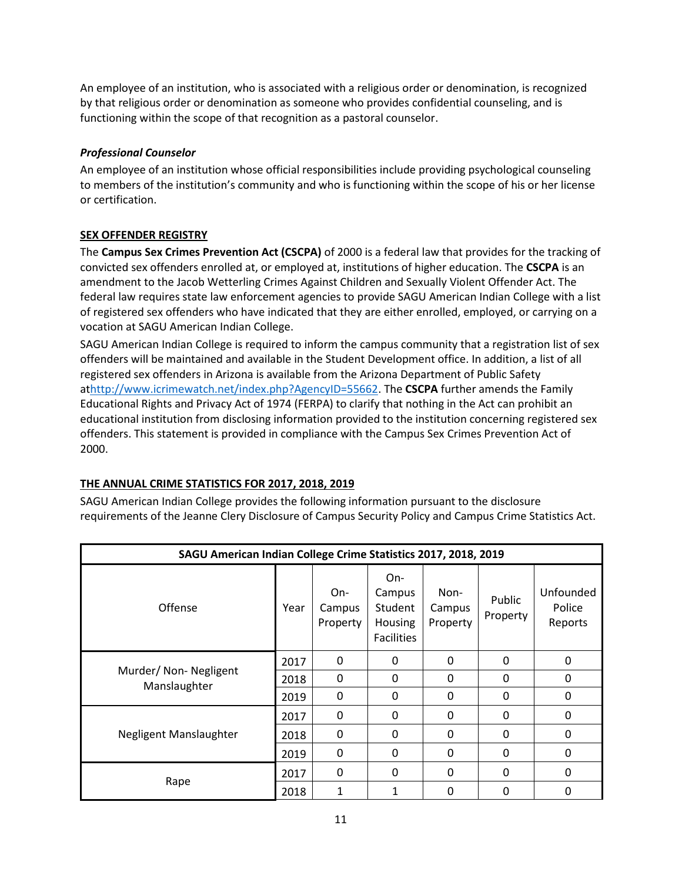An employee of an institution, who is associated with a religious order or denomination, is recognized by that religious order or denomination as someone who provides confidential counseling, and is functioning within the scope of that recognition as a pastoral counselor.

***Professional Counselor***

An employee of an institution whose official responsibilities include providing psychological counseling to members of the institution's community and who is functioning within the scope of his or her license or certification.

## SEX OFFENDER REGISTRY

The **Campus Sex Crimes Prevention Act (CSCPA)** of 2000 is a federal law that provides for the tracking of convicted sex offenders enrolled at, or employed at, institutions of higher education. The **CSCPA** is an amendment to the Jacob Wetterling Crimes Against Children and Sexually Violent Offender Act. The federal law requires state law enforcement agencies to provide SAGU American Indian College with a list of registered sex offenders who have indicated that they are either enrolled, employed, or carrying on a vocation at SAGU American Indian College.

SAGU American Indian College is required to inform the campus community that a registration list of sex offenders will be maintained and available in the Student Development office. In addition, a list of all registered sex offenders in Arizona is available from the Arizona Department of Public Safety at[http://www.icrimewatch.net/index.php?AgencyID=55662](http://www.icrimewatch.net/index.php?AgencyID=55662). The **CSCPA** further amends the Family Educational Rights and Privacy Act of 1974 (FERPA) to clarify that nothing in the Act can prohibit an educational institution from disclosing information provided to the institution concerning registered sex offenders. This statement is provided in compliance with the Campus Sex Crimes Prevention Act of 2000.

## THE ANNUAL CRIME STATISTICS FOR 2017, 2018, 2019

SAGU American Indian College provides the following information pursuant to the disclosure requirements of the Jeanne Clery Disclosure of Campus Security Policy and Campus Crime Statistics Act.

| SAGU American Indian College Crime Statistics 2017, 2018, 2019 | | | | | | |
|---|---|---|---|---|---|---|
| Offense | Year | On-Campus Property | On-Campus Student Housing Facilities | Non-Campus Property | Public Property | Unfounded Police Reports |
| Murder/ Non- Negligent Manslaughter | 2017 | 0 | 0 | 0 | 0 | 0 |
| | 2018 | 0 | 0 | 0 | 0 | 0 |
| | 2019 | 0 | 0 | 0 | 0 | 0 |
| Negligent Manslaughter | 2017 | 0 | 0 | 0 | 0 | 0 |
| | 2018 | 0 | 0 | 0 | 0 | 0 |
| | 2019 | 0 | 0 | 0 | 0 | 0 |
| Rape | 2017 | 0 | 0 | 0 | 0 | 0 |
| | 2018 | 1 | 1 | 0 | 0 | 0 |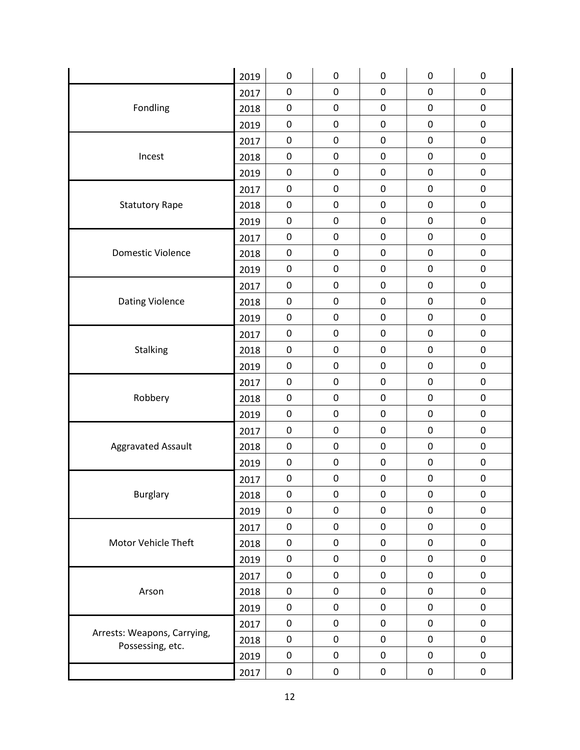| | | | | | | |
|---|---|---|---|---|---|---|
| | 2019 | 0 | 0 | 0 | 0 | 0 |
| Fondling | 2017 | 0 | 0 | 0 | 0 | 0 |
| | 2018 | 0 | 0 | 0 | 0 | 0 |
| | 2019 | 0 | 0 | 0 | 0 | 0 |
| Incest | 2017 | 0 | 0 | 0 | 0 | 0 |
| | 2018 | 0 | 0 | 0 | 0 | 0 |
| | 2019 | 0 | 0 | 0 | 0 | 0 |
| Statutory Rape | 2017 | 0 | 0 | 0 | 0 | 0 |
| | 2018 | 0 | 0 | 0 | 0 | 0 |
| | 2019 | 0 | 0 | 0 | 0 | 0 |
| Domestic Violence | 2017 | 0 | 0 | 0 | 0 | 0 |
| | 2018 | 0 | 0 | 0 | 0 | 0 |
| | 2019 | 0 | 0 | 0 | 0 | 0 |
| Dating Violence | 2017 | 0 | 0 | 0 | 0 | 0 |
| | 2018 | 0 | 0 | 0 | 0 | 0 |
| | 2019 | 0 | 0 | 0 | 0 | 0 |
| Stalking | 2017 | 0 | 0 | 0 | 0 | 0 |
| | 2018 | 0 | 0 | 0 | 0 | 0 |
| | 2019 | 0 | 0 | 0 | 0 | 0 |
| Robbery | 2017 | 0 | 0 | 0 | 0 | 0 |
| | 2018 | 0 | 0 | 0 | 0 | 0 |
| | 2019 | 0 | 0 | 0 | 0 | 0 |
| Aggravated Assault | 2017 | 0 | 0 | 0 | 0 | 0 |
| | 2018 | 0 | 0 | 0 | 0 | 0 |
| | 2019 | 0 | 0 | 0 | 0 | 0 |
| Burglary | 2017 | 0 | 0 | 0 | 0 | 0 |
| | 2018 | 0 | 0 | 0 | 0 | 0 |
| | 2019 | 0 | 0 | 0 | 0 | 0 |
| Motor Vehicle Theft | 2017 | 0 | 0 | 0 | 0 | 0 |
| | 2018 | 0 | 0 | 0 | 0 | 0 |
| | 2019 | 0 | 0 | 0 | 0 | 0 |
| Arson | 2017 | 0 | 0 | 0 | 0 | 0 |
| | 2018 | 0 | 0 | 0 | 0 | 0 |
| | 2019 | 0 | 0 | 0 | 0 | 0 |
| Arrests: Weapons, Carrying, Possessing, etc. | 2017 | 0 | 0 | 0 | 0 | 0 |
| | 2018 | 0 | 0 | 0 | 0 | 0 |
| | 2019 | 0 | 0 | 0 | 0 | 0 |
| | 2017 | 0 | 0 | 0 | 0 | 0 |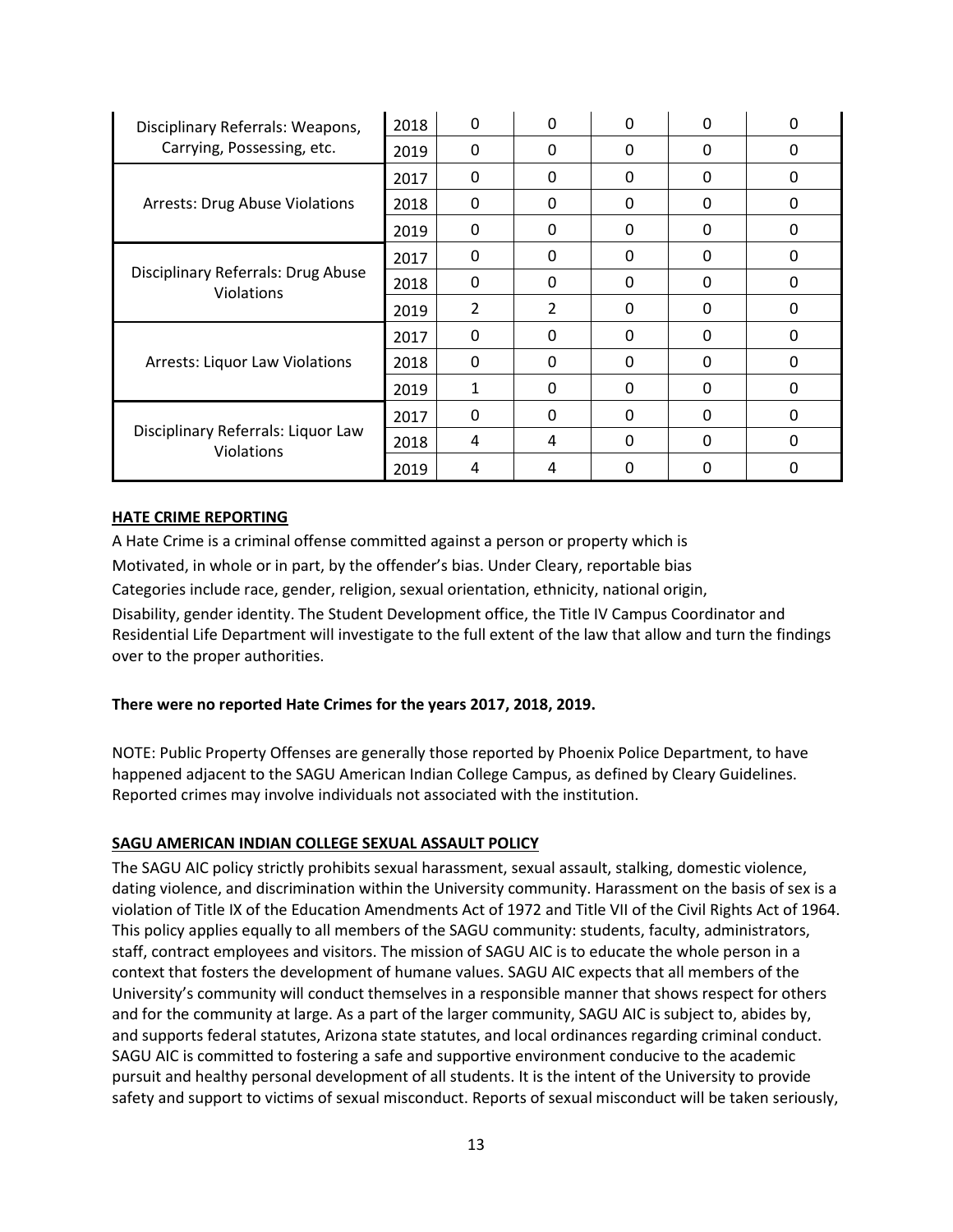| | | | | | | |
|---|---|---|---|---|---|---|
| Disciplinary Referrals: Weapons, Carrying, Possessing, etc. | 2018 | 0 | 0 | 0 | 0 | 0 |
| | 2019 | 0 | 0 | 0 | 0 | 0 |
| Arrests: Drug Abuse Violations | 2017 | 0 | 0 | 0 | 0 | 0 |
| | 2018 | 0 | 0 | 0 | 0 | 0 |
| | 2019 | 0 | 0 | 0 | 0 | 0 |
| Disciplinary Referrals: Drug Abuse Violations | 2017 | 0 | 0 | 0 | 0 | 0 |
| | 2018 | 0 | 0 | 0 | 0 | 0 |
| | 2019 | 2 | 2 | 0 | 0 | 0 |
| Arrests: Liquor Law Violations | 2017 | 0 | 0 | 0 | 0 | 0 |
| | 2018 | 0 | 0 | 0 | 0 | 0 |
| | 2019 | 1 | 0 | 0 | 0 | 0 |
| Disciplinary Referrals: Liquor Law Violations | 2017 | 0 | 0 | 0 | 0 | 0 |
| | 2018 | 4 | 4 | 0 | 0 | 0 |
| | 2019 | 4 | 4 | 0 | 0 | 0 |

## HATE CRIME REPORTING

A Hate Crime is a criminal offense committed against a person or property which is Motivated, in whole or in part, by the offender's bias. Under Cleary, reportable bias Categories include race, gender, religion, sexual orientation, ethnicity, national origin, Disability, gender identity. The Student Development office, the Title IV Campus Coordinator and Residential Life Department will investigate to the full extent of the law that allow and turn the findings over to the proper authorities.

**There were no reported Hate Crimes for the years 2017, 2018, 2019.**

NOTE: Public Property Offenses are generally those reported by Phoenix Police Department, to have happened adjacent to the SAGU American Indian College Campus, as defined by Cleary Guidelines. Reported crimes may involve individuals not associated with the institution.

## SAGU AMERICAN INDIAN COLLEGE SEXUAL ASSAULT POLICY

The SAGU AIC policy strictly prohibits sexual harassment, sexual assault, stalking, domestic violence, dating violence, and discrimination within the University community. Harassment on the basis of sex is a violation of Title IX of the Education Amendments Act of 1972 and Title VII of the Civil Rights Act of 1964. This policy applies equally to all members of the SAGU community: students, faculty, administrators, staff, contract employees and visitors. The mission of SAGU AIC is to educate the whole person in a context that fosters the development of humane values. SAGU AIC expects that all members of the University's community will conduct themselves in a responsible manner that shows respect for others and for the community at large. As a part of the larger community, SAGU AIC is subject to, abides by, and supports federal statutes, Arizona state statutes, and local ordinances regarding criminal conduct. SAGU AIC is committed to fostering a safe and supportive environment conducive to the academic pursuit and healthy personal development of all students. It is the intent of the University to provide safety and support to victims of sexual misconduct. Reports of sexual misconduct will be taken seriously,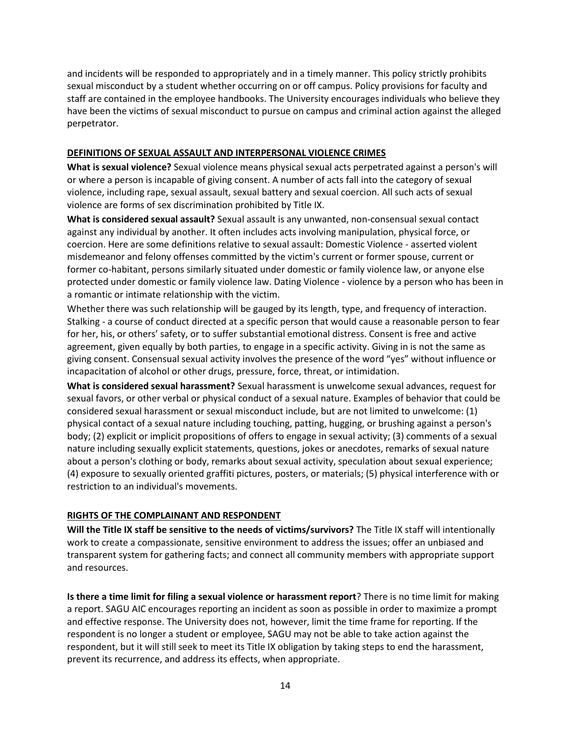and incidents will be responded to appropriately and in a timely manner. This policy strictly prohibits sexual misconduct by a student whether occurring on or off campus. Policy provisions for faculty and staff are contained in the employee handbooks. The University encourages individuals who believe they have been the victims of sexual misconduct to pursue on campus and criminal action against the alleged perpetrator.

## DEFINITIONS OF SEXUAL ASSAULT AND INTERPERSONAL VIOLENCE CRIMES

**What is sexual violence?** Sexual violence means physical sexual acts perpetrated against a person's will or where a person is incapable of giving consent. A number of acts fall into the category of sexual violence, including rape, sexual assault, sexual battery and sexual coercion. All such acts of sexual violence are forms of sex discrimination prohibited by Title IX.

**What is considered sexual assault?** Sexual assault is any unwanted, non-consensual sexual contact against any individual by another. It often includes acts involving manipulation, physical force, or coercion. Here are some definitions relative to sexual assault: Domestic Violence - asserted violent misdemeanor and felony offenses committed by the victim's current or former spouse, current or former co-habitant, persons similarly situated under domestic or family violence law, or anyone else protected under domestic or family violence law. Dating Violence - violence by a person who has been in a romantic or intimate relationship with the victim.

Whether there was such relationship will be gauged by its length, type, and frequency of interaction. Stalking - a course of conduct directed at a specific person that would cause a reasonable person to fear for her, his, or others' safety, or to suffer substantial emotional distress. Consent is free and active agreement, given equally by both parties, to engage in a specific activity. Giving in is not the same as giving consent. Consensual sexual activity involves the presence of the word "yes" without influence or incapacitation of alcohol or other drugs, pressure, force, threat, or intimidation.

**What is considered sexual harassment?** Sexual harassment is unwelcome sexual advances, request for sexual favors, or other verbal or physical conduct of a sexual nature. Examples of behavior that could be considered sexual harassment or sexual misconduct include, but are not limited to unwelcome: (1) physical contact of a sexual nature including touching, patting, hugging, or brushing against a person's body; (2) explicit or implicit propositions of offers to engage in sexual activity; (3) comments of a sexual nature including sexually explicit statements, questions, jokes or anecdotes, remarks of sexual nature about a person's clothing or body, remarks about sexual activity, speculation about sexual experience; (4) exposure to sexually oriented graffiti pictures, posters, or materials; (5) physical interference with or restriction to an individual's movements.

## RIGHTS OF THE COMPLAINANT AND RESPONDENT

**Will the Title IX staff be sensitive to the needs of victims/survivors?** The Title IX staff will intentionally work to create a compassionate, sensitive environment to address the issues; offer an unbiased and transparent system for gathering facts; and connect all community members with appropriate support and resources.

**Is there a time limit for filing a sexual violence or harassment report**? There is no time limit for making a report. SAGU AIC encourages reporting an incident as soon as possible in order to maximize a prompt and effective response. The University does not, however, limit the time frame for reporting. If the respondent is no longer a student or employee, SAGU may not be able to take action against the respondent, but it will still seek to meet its Title IX obligation by taking steps to end the harassment, prevent its recurrence, and address its effects, when appropriate.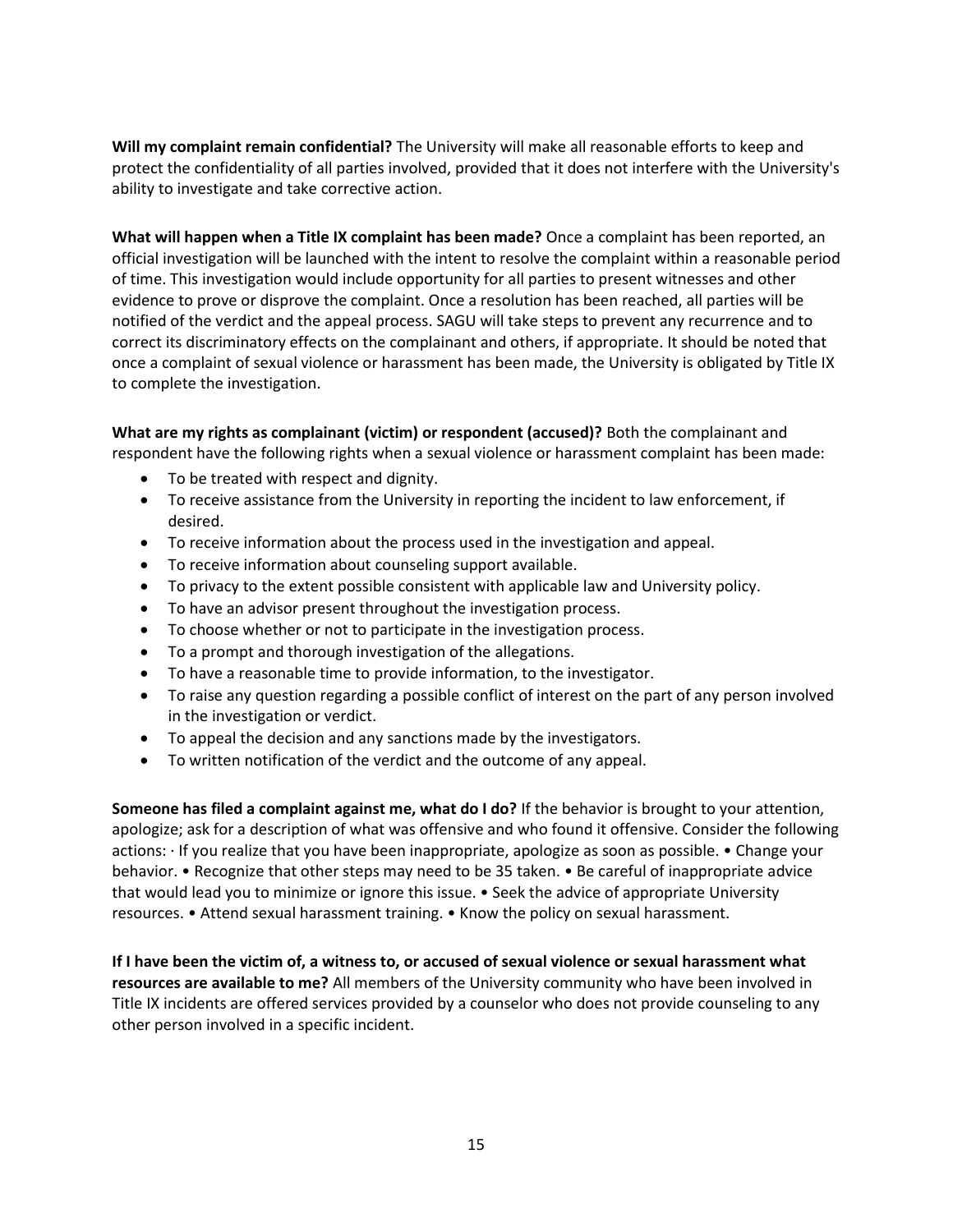**Will my complaint remain confidential?** The University will make all reasonable efforts to keep and protect the confidentiality of all parties involved, provided that it does not interfere with the University's ability to investigate and take corrective action.

**What will happen when a Title IX complaint has been made?** Once a complaint has been reported, an official investigation will be launched with the intent to resolve the complaint within a reasonable period of time. This investigation would include opportunity for all parties to present witnesses and other evidence to prove or disprove the complaint. Once a resolution has been reached, all parties will be notified of the verdict and the appeal process. SAGU will take steps to prevent any recurrence and to correct its discriminatory effects on the complainant and others, if appropriate. It should be noted that once a complaint of sexual violence or harassment has been made, the University is obligated by Title IX to complete the investigation.

**What are my rights as complainant (victim) or respondent (accused)?** Both the complainant and respondent have the following rights when a sexual violence or harassment complaint has been made:

- To be treated with respect and dignity.
- To receive assistance from the University in reporting the incident to law enforcement, if desired.
- To receive information about the process used in the investigation and appeal.
- To receive information about counseling support available.
- To privacy to the extent possible consistent with applicable law and University policy.
- To have an advisor present throughout the investigation process.
- To choose whether or not to participate in the investigation process.
- To a prompt and thorough investigation of the allegations.
- To have a reasonable time to provide information, to the investigator.
- To raise any question regarding a possible conflict of interest on the part of any person involved in the investigation or verdict.
- To appeal the decision and any sanctions made by the investigators.
- To written notification of the verdict and the outcome of any appeal.

**Someone has filed a complaint against me, what do I do?** If the behavior is brought to your attention, apologize; ask for a description of what was offensive and who found it offensive. Consider the following actions: · If you realize that you have been inappropriate, apologize as soon as possible. • Change your behavior. • Recognize that other steps may need to be 35 taken. • Be careful of inappropriate advice that would lead you to minimize or ignore this issue. • Seek the advice of appropriate University resources. • Attend sexual harassment training. • Know the policy on sexual harassment.

**If I have been the victim of, a witness to, or accused of sexual violence or sexual harassment what resources are available to me?** All members of the University community who have been involved in Title IX incidents are offered services provided by a counselor who does not provide counseling to any other person involved in a specific incident.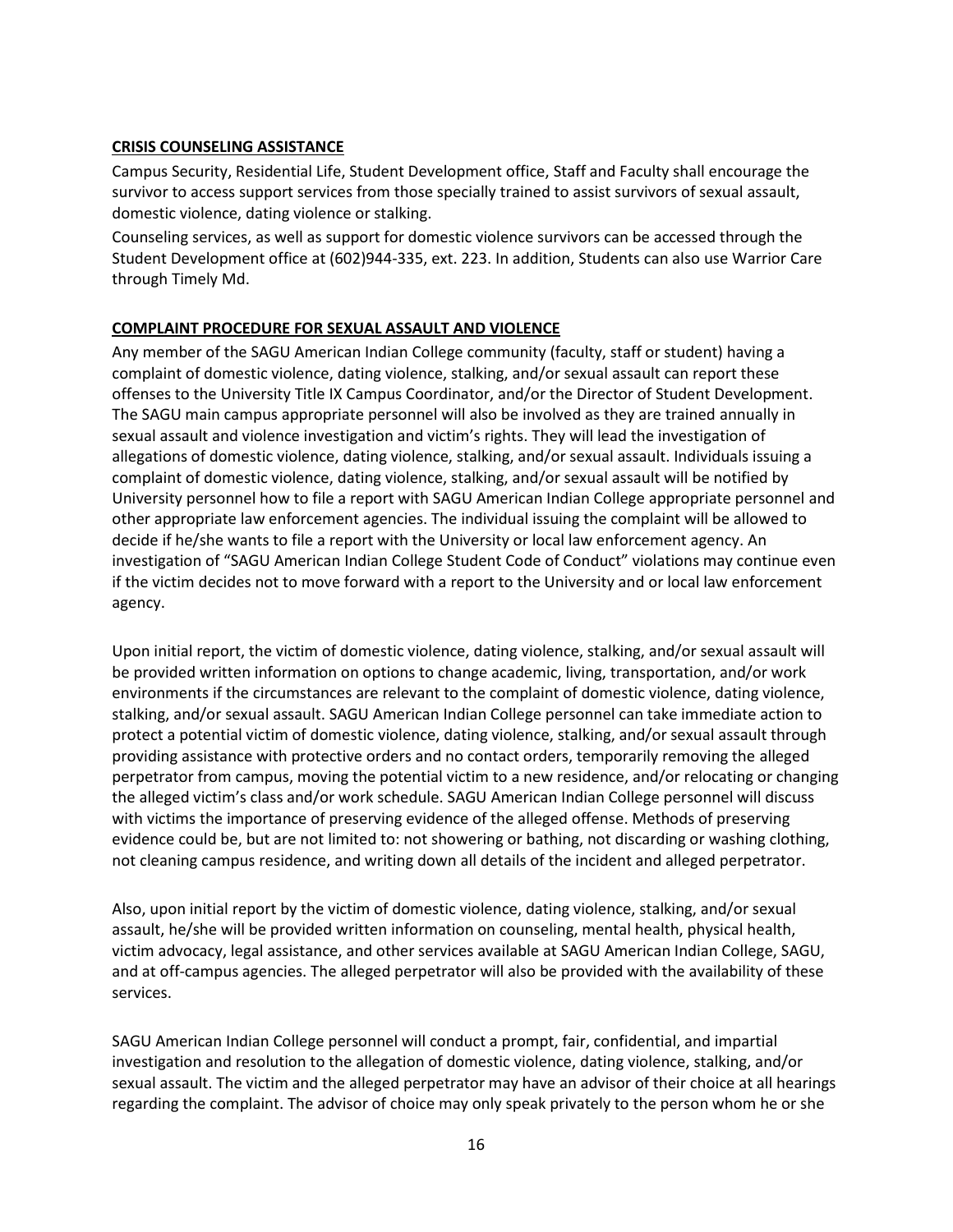**CRISIS COUNSELING ASSISTANCE**

Campus Security, Residential Life, Student Development office, Staff and Faculty shall encourage the survivor to access support services from those specially trained to assist survivors of sexual assault, domestic violence, dating violence or stalking.

Counseling services, as well as support for domestic violence survivors can be accessed through the Student Development office at (602)944-335, ext. 223. In addition, Students can also use Warrior Care through Timely Md.

**COMPLAINT PROCEDURE FOR SEXUAL ASSAULT AND VIOLENCE**

Any member of the SAGU American Indian College community (faculty, staff or student) having a complaint of domestic violence, dating violence, stalking, and/or sexual assault can report these offenses to the University Title IX Campus Coordinator, and/or the Director of Student Development. The SAGU main campus appropriate personnel will also be involved as they are trained annually in sexual assault and violence investigation and victim's rights. They will lead the investigation of allegations of domestic violence, dating violence, stalking, and/or sexual assault. Individuals issuing a complaint of domestic violence, dating violence, stalking, and/or sexual assault will be notified by University personnel how to file a report with SAGU American Indian College appropriate personnel and other appropriate law enforcement agencies. The individual issuing the complaint will be allowed to decide if he/she wants to file a report with the University or local law enforcement agency. An investigation of "SAGU American Indian College Student Code of Conduct" violations may continue even if the victim decides not to move forward with a report to the University and or local law enforcement agency.

Upon initial report, the victim of domestic violence, dating violence, stalking, and/or sexual assault will be provided written information on options to change academic, living, transportation, and/or work environments if the circumstances are relevant to the complaint of domestic violence, dating violence, stalking, and/or sexual assault. SAGU American Indian College personnel can take immediate action to protect a potential victim of domestic violence, dating violence, stalking, and/or sexual assault through providing assistance with protective orders and no contact orders, temporarily removing the alleged perpetrator from campus, moving the potential victim to a new residence, and/or relocating or changing the alleged victim's class and/or work schedule. SAGU American Indian College personnel will discuss with victims the importance of preserving evidence of the alleged offense. Methods of preserving evidence could be, but are not limited to: not showering or bathing, not discarding or washing clothing, not cleaning campus residence, and writing down all details of the incident and alleged perpetrator.

Also, upon initial report by the victim of domestic violence, dating violence, stalking, and/or sexual assault, he/she will be provided written information on counseling, mental health, physical health, victim advocacy, legal assistance, and other services available at SAGU American Indian College, SAGU, and at off-campus agencies. The alleged perpetrator will also be provided with the availability of these services.

SAGU American Indian College personnel will conduct a prompt, fair, confidential, and impartial investigation and resolution to the allegation of domestic violence, dating violence, stalking, and/or sexual assault. The victim and the alleged perpetrator may have an advisor of their choice at all hearings regarding the complaint. The advisor of choice may only speak privately to the person whom he or she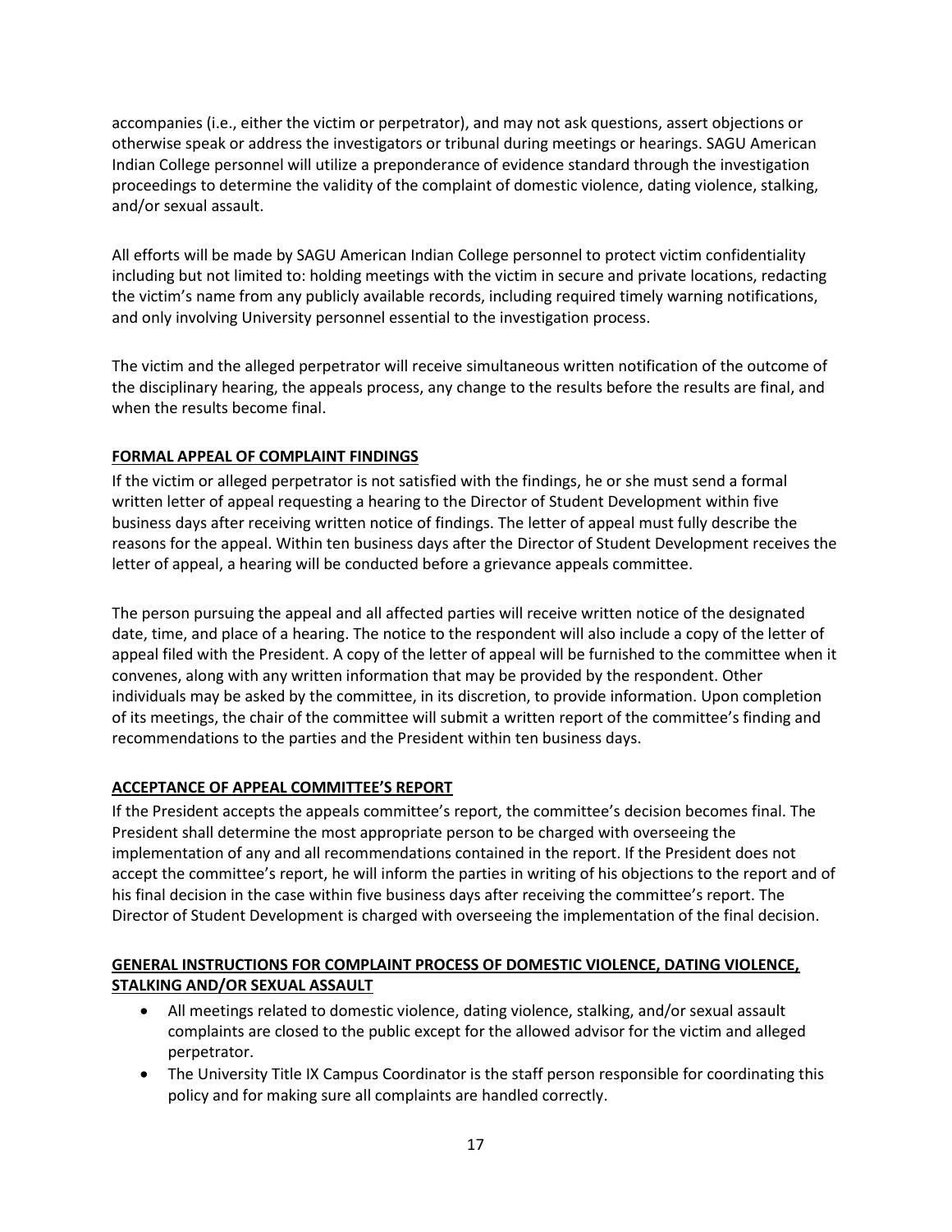accompanies (i.e., either the victim or perpetrator), and may not ask questions, assert objections or otherwise speak or address the investigators or tribunal during meetings or hearings. SAGU American Indian College personnel will utilize a preponderance of evidence standard through the investigation proceedings to determine the validity of the complaint of domestic violence, dating violence, stalking, and/or sexual assault.

All efforts will be made by SAGU American Indian College personnel to protect victim confidentiality including but not limited to: holding meetings with the victim in secure and private locations, redacting the victim's name from any publicly available records, including required timely warning notifications, and only involving University personnel essential to the investigation process.

The victim and the alleged perpetrator will receive simultaneous written notification of the outcome of the disciplinary hearing, the appeals process, any change to the results before the results are final, and when the results become final.

**FORMAL APPEAL OF COMPLAINT FINDINGS**

If the victim or alleged perpetrator is not satisfied with the findings, he or she must send a formal written letter of appeal requesting a hearing to the Director of Student Development within five business days after receiving written notice of findings. The letter of appeal must fully describe the reasons for the appeal. Within ten business days after the Director of Student Development receives the letter of appeal, a hearing will be conducted before a grievance appeals committee.

The person pursuing the appeal and all affected parties will receive written notice of the designated date, time, and place of a hearing. The notice to the respondent will also include a copy of the letter of appeal filed with the President. A copy of the letter of appeal will be furnished to the committee when it convenes, along with any written information that may be provided by the respondent. Other individuals may be asked by the committee, in its discretion, to provide information. Upon completion of its meetings, the chair of the committee will submit a written report of the committee's finding and recommendations to the parties and the President within ten business days.

**ACCEPTANCE OF APPEAL COMMITTEE'S REPORT**

If the President accepts the appeals committee's report, the committee's decision becomes final. The President shall determine the most appropriate person to be charged with overseeing the implementation of any and all recommendations contained in the report. If the President does not accept the committee's report, he will inform the parties in writing of his objections to the report and of his final decision in the case within five business days after receiving the committee's report. The Director of Student Development is charged with overseeing the implementation of the final decision.

**GENERAL INSTRUCTIONS FOR COMPLAINT PROCESS OF DOMESTIC VIOLENCE, DATING VIOLENCE, STALKING AND/OR SEXUAL ASSAULT**

- All meetings related to domestic violence, dating violence, stalking, and/or sexual assault complaints are closed to the public except for the allowed advisor for the victim and alleged perpetrator.
- The University Title IX Campus Coordinator is the staff person responsible for coordinating this policy and for making sure all complaints are handled correctly.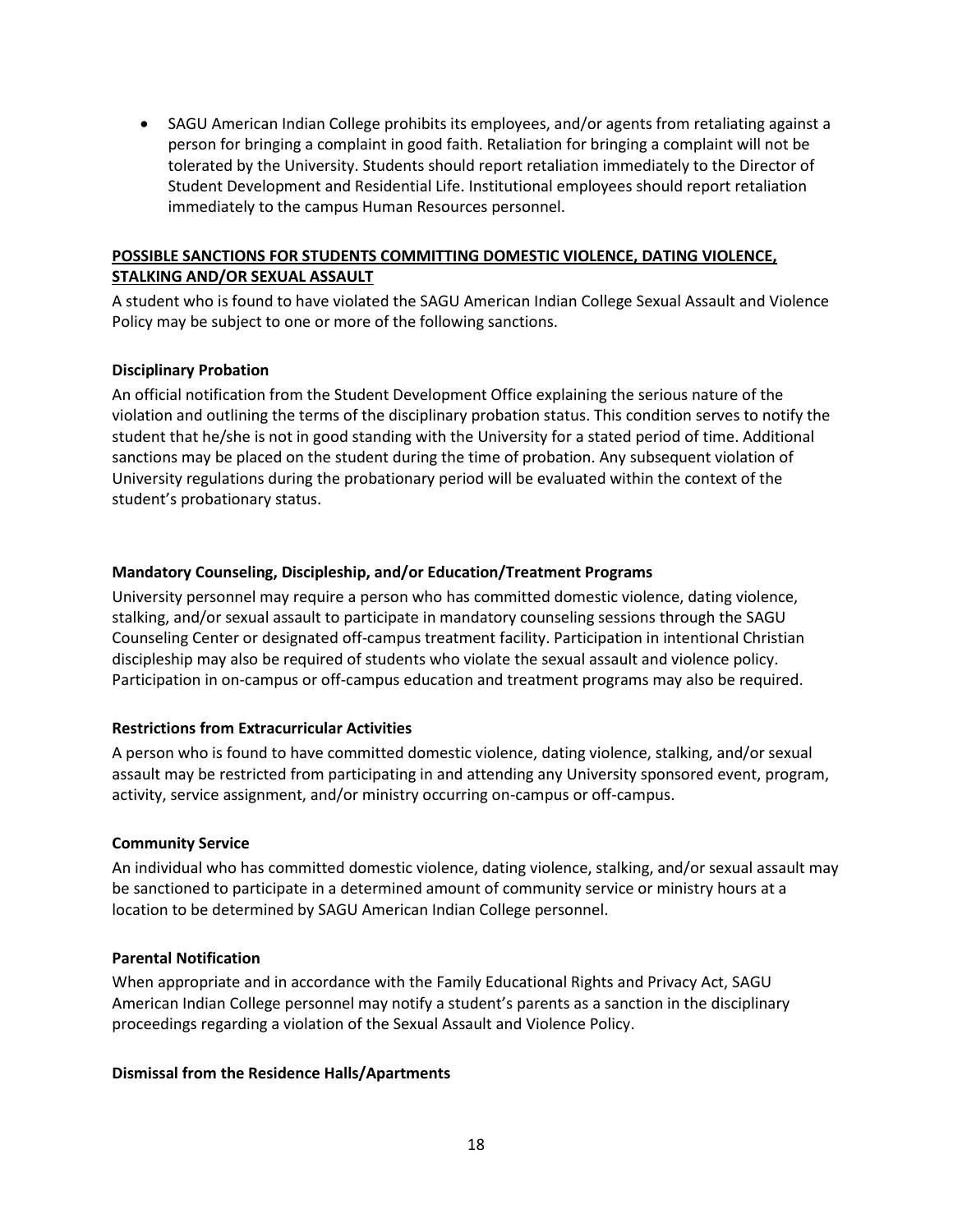- SAGU American Indian College prohibits its employees, and/or agents from retaliating against a person for bringing a complaint in good faith. Retaliation for bringing a complaint will not be tolerated by the University. Students should report retaliation immediately to the Director of Student Development and Residential Life. Institutional employees should report retaliation immediately to the campus Human Resources personnel.

## POSSIBLE SANCTIONS FOR STUDENTS COMMITTING DOMESTIC VIOLENCE, DATING VIOLENCE, STALKING AND/OR SEXUAL ASSAULT

A student who is found to have violated the SAGU American Indian College Sexual Assault and Violence Policy may be subject to one or more of the following sanctions.

### Disciplinary Probation

An official notification from the Student Development Office explaining the serious nature of the violation and outlining the terms of the disciplinary probation status. This condition serves to notify the student that he/she is not in good standing with the University for a stated period of time. Additional sanctions may be placed on the student during the time of probation. Any subsequent violation of University regulations during the probationary period will be evaluated within the context of the student's probationary status.

### Mandatory Counseling, Discipleship, and/or Education/Treatment Programs

University personnel may require a person who has committed domestic violence, dating violence, stalking, and/or sexual assault to participate in mandatory counseling sessions through the SAGU Counseling Center or designated off-campus treatment facility. Participation in intentional Christian discipleship may also be required of students who violate the sexual assault and violence policy. Participation in on-campus or off-campus education and treatment programs may also be required.

### Restrictions from Extracurricular Activities

A person who is found to have committed domestic violence, dating violence, stalking, and/or sexual assault may be restricted from participating in and attending any University sponsored event, program, activity, service assignment, and/or ministry occurring on-campus or off-campus.

### Community Service

An individual who has committed domestic violence, dating violence, stalking, and/or sexual assault may be sanctioned to participate in a determined amount of community service or ministry hours at a location to be determined by SAGU American Indian College personnel.

### Parental Notification

When appropriate and in accordance with the Family Educational Rights and Privacy Act, SAGU American Indian College personnel may notify a student's parents as a sanction in the disciplinary proceedings regarding a violation of the Sexual Assault and Violence Policy.

### Dismissal from the Residence Halls/Apartments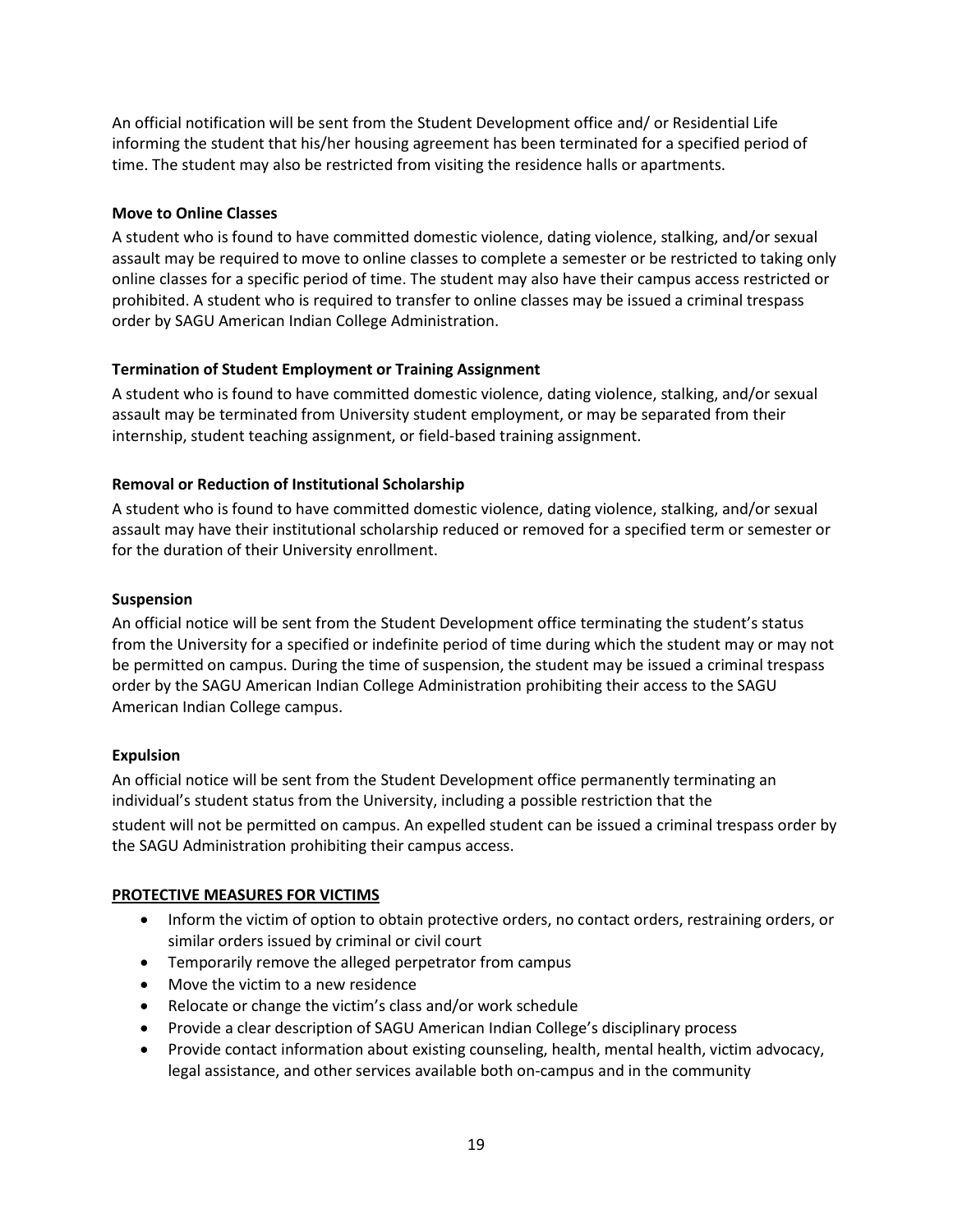An official notification will be sent from the Student Development office and/ or Residential Life informing the student that his/her housing agreement has been terminated for a specified period of time. The student may also be restricted from visiting the residence halls or apartments.

**Move to Online Classes**

A student who is found to have committed domestic violence, dating violence, stalking, and/or sexual assault may be required to move to online classes to complete a semester or be restricted to taking only online classes for a specific period of time. The student may also have their campus access restricted or prohibited. A student who is required to transfer to online classes may be issued a criminal trespass order by SAGU American Indian College Administration.

**Termination of Student Employment or Training Assignment**

A student who is found to have committed domestic violence, dating violence, stalking, and/or sexual assault may be terminated from University student employment, or may be separated from their internship, student teaching assignment, or field-based training assignment.

**Removal or Reduction of Institutional Scholarship**

A student who is found to have committed domestic violence, dating violence, stalking, and/or sexual assault may have their institutional scholarship reduced or removed for a specified term or semester or for the duration of their University enrollment.

**Suspension**

An official notice will be sent from the Student Development office terminating the student's status from the University for a specified or indefinite period of time during which the student may or may not be permitted on campus. During the time of suspension, the student may be issued a criminal trespass order by the SAGU American Indian College Administration prohibiting their access to the SAGU American Indian College campus.

**Expulsion**

An official notice will be sent from the Student Development office permanently terminating an individual's student status from the University, including a possible restriction that the student will not be permitted on campus. An expelled student can be issued a criminal trespass order by the SAGU Administration prohibiting their campus access.

**PROTECTIVE MEASURES FOR VICTIMS**

- Inform the victim of option to obtain protective orders, no contact orders, restraining orders, or similar orders issued by criminal or civil court
- Temporarily remove the alleged perpetrator from campus
- Move the victim to a new residence
- Relocate or change the victim's class and/or work schedule
- Provide a clear description of SAGU American Indian College's disciplinary process
- Provide contact information about existing counseling, health, mental health, victim advocacy, legal assistance, and other services available both on-campus and in the community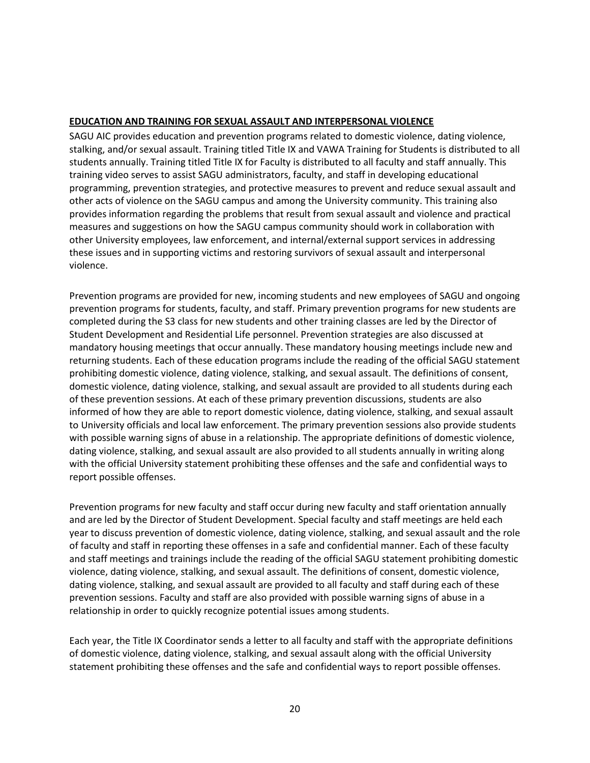## EDUCATION AND TRAINING FOR SEXUAL ASSAULT AND INTERPERSONAL VIOLENCE

SAGU AIC provides education and prevention programs related to domestic violence, dating violence, stalking, and/or sexual assault. Training titled Title IX and VAWA Training for Students is distributed to all students annually. Training titled Title IX for Faculty is distributed to all faculty and staff annually. This training video serves to assist SAGU administrators, faculty, and staff in developing educational programming, prevention strategies, and protective measures to prevent and reduce sexual assault and other acts of violence on the SAGU campus and among the University community. This training also provides information regarding the problems that result from sexual assault and violence and practical measures and suggestions on how the SAGU campus community should work in collaboration with other University employees, law enforcement, and internal/external support services in addressing these issues and in supporting victims and restoring survivors of sexual assault and interpersonal violence.

Prevention programs are provided for new, incoming students and new employees of SAGU and ongoing prevention programs for students, faculty, and staff. Primary prevention programs for new students are completed during the S3 class for new students and other training classes are led by the Director of Student Development and Residential Life personnel. Prevention strategies are also discussed at mandatory housing meetings that occur annually. These mandatory housing meetings include new and returning students. Each of these education programs include the reading of the official SAGU statement prohibiting domestic violence, dating violence, stalking, and sexual assault. The definitions of consent, domestic violence, dating violence, stalking, and sexual assault are provided to all students during each of these prevention sessions. At each of these primary prevention discussions, students are also informed of how they are able to report domestic violence, dating violence, stalking, and sexual assault to University officials and local law enforcement. The primary prevention sessions also provide students with possible warning signs of abuse in a relationship. The appropriate definitions of domestic violence, dating violence, stalking, and sexual assault are also provided to all students annually in writing along with the official University statement prohibiting these offenses and the safe and confidential ways to report possible offenses.

Prevention programs for new faculty and staff occur during new faculty and staff orientation annually and are led by the Director of Student Development. Special faculty and staff meetings are held each year to discuss prevention of domestic violence, dating violence, stalking, and sexual assault and the role of faculty and staff in reporting these offenses in a safe and confidential manner. Each of these faculty and staff meetings and trainings include the reading of the official SAGU statement prohibiting domestic violence, dating violence, stalking, and sexual assault. The definitions of consent, domestic violence, dating violence, stalking, and sexual assault are provided to all faculty and staff during each of these prevention sessions. Faculty and staff are also provided with possible warning signs of abuse in a relationship in order to quickly recognize potential issues among students.

Each year, the Title IX Coordinator sends a letter to all faculty and staff with the appropriate definitions of domestic violence, dating violence, stalking, and sexual assault along with the official University statement prohibiting these offenses and the safe and confidential ways to report possible offenses.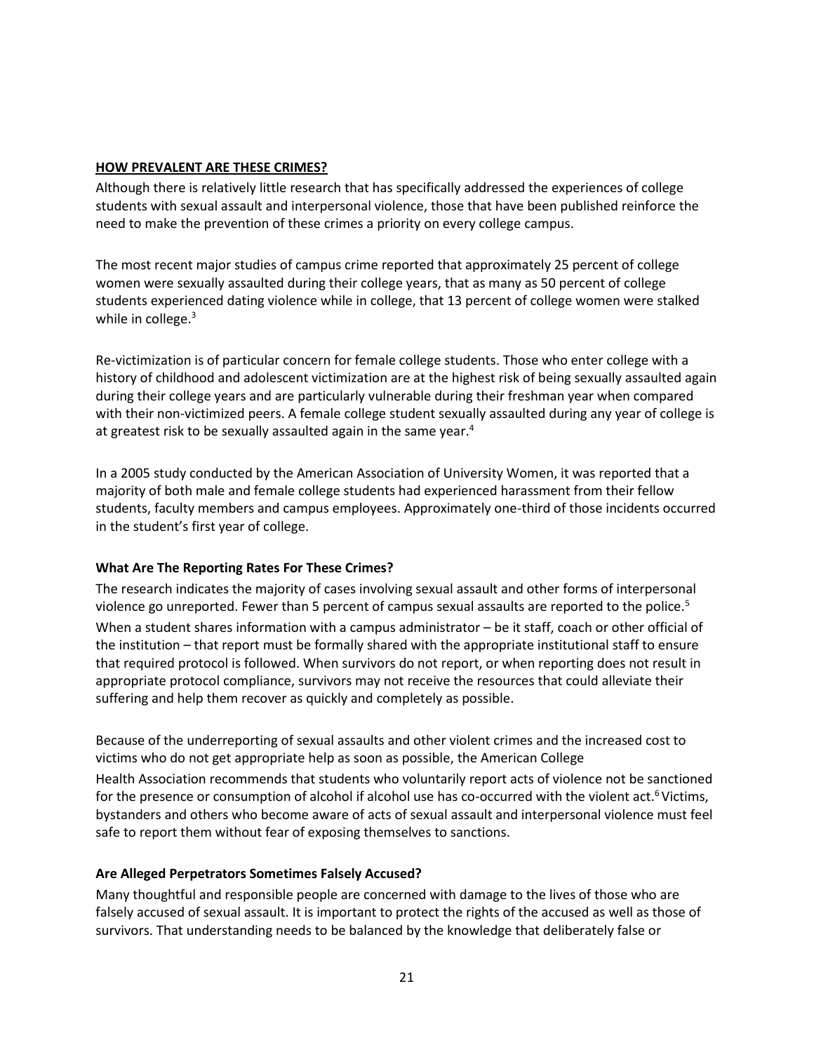## HOW PREVALENT ARE THESE CRIMES?

Although there is relatively little research that has specifically addressed the experiences of college students with sexual assault and interpersonal violence, those that have been published reinforce the need to make the prevention of these crimes a priority on every college campus.

The most recent major studies of campus crime reported that approximately 25 percent of college women were sexually assaulted during their college years, that as many as 50 percent of college students experienced dating violence while in college, that 13 percent of college women were stalked while in college.[3]

Re-victimization is of particular concern for female college students. Those who enter college with a history of childhood and adolescent victimization are at the highest risk of being sexually assaulted again during their college years and are particularly vulnerable during their freshman year when compared with their non-victimized peers. A female college student sexually assaulted during any year of college is at greatest risk to be sexually assaulted again in the same year.[4]

In a 2005 study conducted by the American Association of University Women, it was reported that a majority of both male and female college students had experienced harassment from their fellow students, faculty members and campus employees. Approximately one-third of those incidents occurred in the student's first year of college.

### What Are The Reporting Rates For These Crimes?

The research indicates the majority of cases involving sexual assault and other forms of interpersonal violence go unreported. Fewer than 5 percent of campus sexual assaults are reported to the police.[5] When a student shares information with a campus administrator – be it staff, coach or other official of the institution – that report must be formally shared with the appropriate institutional staff to ensure that required protocol is followed. When survivors do not report, or when reporting does not result in appropriate protocol compliance, survivors may not receive the resources that could alleviate their suffering and help them recover as quickly and completely as possible.

Because of the underreporting of sexual assaults and other violent crimes and the increased cost to victims who do not get appropriate help as soon as possible, the American College Health Association recommends that students who voluntarily report acts of violence not be sanctioned for the presence or consumption of alcohol if alcohol use has co-occurred with the violent act.[6] Victims, bystanders and others who become aware of acts of sexual assault and interpersonal violence must feel safe to report them without fear of exposing themselves to sanctions.

### Are Alleged Perpetrators Sometimes Falsely Accused?

Many thoughtful and responsible people are concerned with damage to the lives of those who are falsely accused of sexual assault. It is important to protect the rights of the accused as well as those of survivors. That understanding needs to be balanced by the knowledge that deliberately false or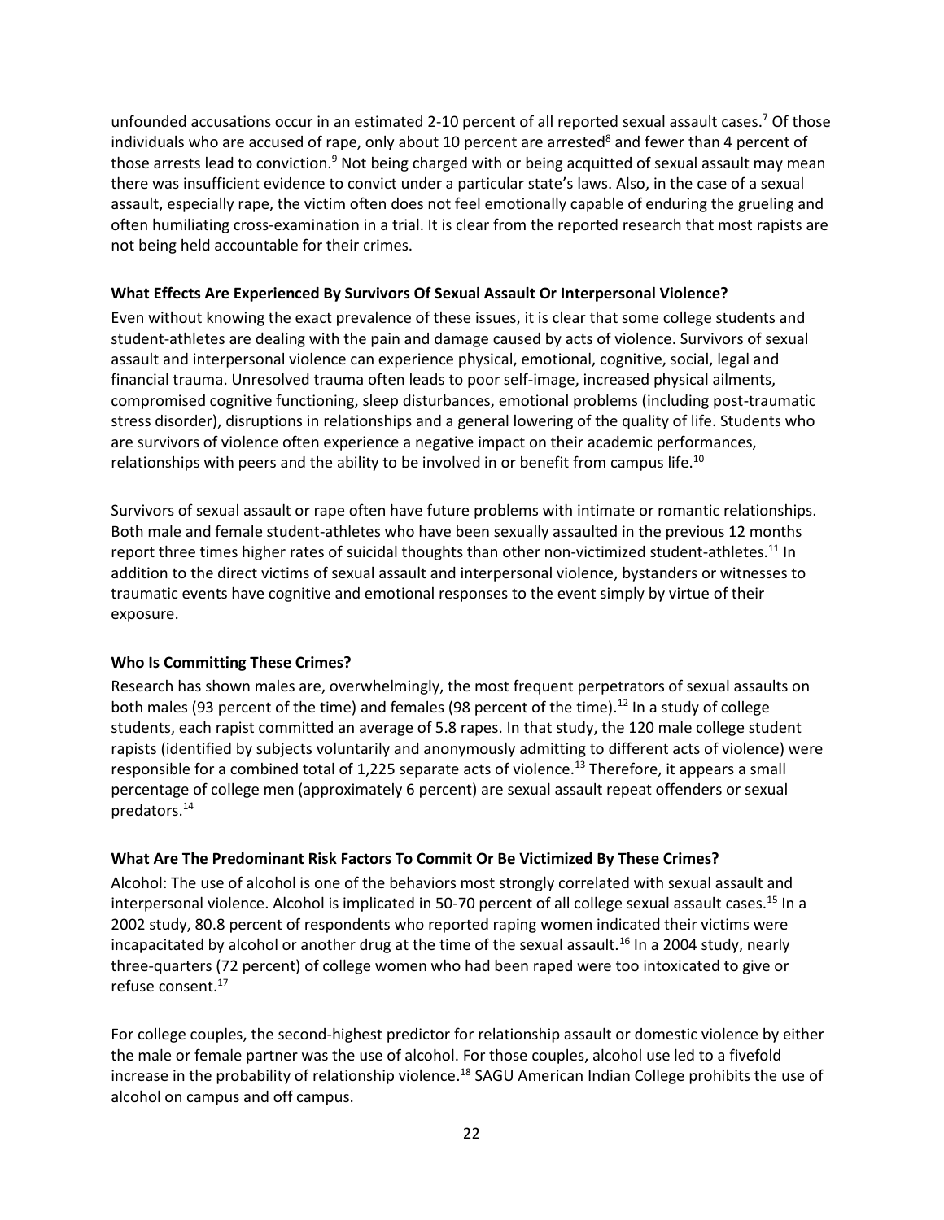unfounded accusations occur in an estimated 2-10 percent of all reported sexual assault cases.[7] Of those individuals who are accused of rape, only about 10 percent are arrested[8] and fewer than 4 percent of those arrests lead to conviction.[9] Not being charged with or being acquitted of sexual assault may mean there was insufficient evidence to convict under a particular state's laws. Also, in the case of a sexual assault, especially rape, the victim often does not feel emotionally capable of enduring the grueling and often humiliating cross-examination in a trial. It is clear from the reported research that most rapists are not being held accountable for their crimes.

**What Effects Are Experienced By Survivors Of Sexual Assault Or Interpersonal Violence?**

Even without knowing the exact prevalence of these issues, it is clear that some college students and student-athletes are dealing with the pain and damage caused by acts of violence. Survivors of sexual assault and interpersonal violence can experience physical, emotional, cognitive, social, legal and financial trauma. Unresolved trauma often leads to poor self-image, increased physical ailments, compromised cognitive functioning, sleep disturbances, emotional problems (including post-traumatic stress disorder), disruptions in relationships and a general lowering of the quality of life. Students who are survivors of violence often experience a negative impact on their academic performances, relationships with peers and the ability to be involved in or benefit from campus life.[10]

Survivors of sexual assault or rape often have future problems with intimate or romantic relationships. Both male and female student-athletes who have been sexually assaulted in the previous 12 months report three times higher rates of suicidal thoughts than other non-victimized student-athletes.[11] In addition to the direct victims of sexual assault and interpersonal violence, bystanders or witnesses to traumatic events have cognitive and emotional responses to the event simply by virtue of their exposure.

**Who Is Committing These Crimes?**

Research has shown males are, overwhelmingly, the most frequent perpetrators of sexual assaults on both males (93 percent of the time) and females (98 percent of the time).[12] In a study of college students, each rapist committed an average of 5.8 rapes. In that study, the 120 male college student rapists (identified by subjects voluntarily and anonymously admitting to different acts of violence) were responsible for a combined total of 1,225 separate acts of violence.[13] Therefore, it appears a small percentage of college men (approximately 6 percent) are sexual assault repeat offenders or sexual predators.[14]

**What Are The Predominant Risk Factors To Commit Or Be Victimized By These Crimes?**

Alcohol: The use of alcohol is one of the behaviors most strongly correlated with sexual assault and interpersonal violence. Alcohol is implicated in 50-70 percent of all college sexual assault cases.[15] In a 2002 study, 80.8 percent of respondents who reported raping women indicated their victims were incapacitated by alcohol or another drug at the time of the sexual assault.[16] In a 2004 study, nearly three-quarters (72 percent) of college women who had been raped were too intoxicated to give or refuse consent.[17]

For college couples, the second-highest predictor for relationship assault or domestic violence by either the male or female partner was the use of alcohol. For those couples, alcohol use led to a fivefold increase in the probability of relationship violence.[18] SAGU American Indian College prohibits the use of alcohol on campus and off campus.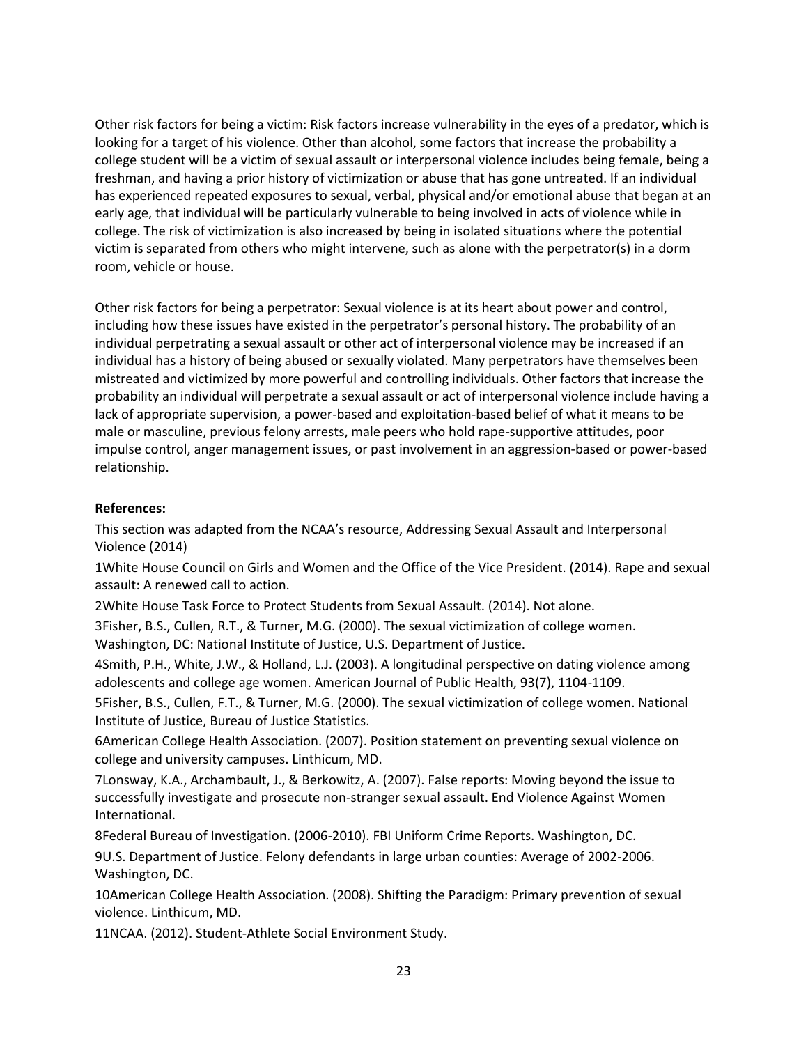Other risk factors for being a victim: Risk factors increase vulnerability in the eyes of a predator, which is looking for a target of his violence. Other than alcohol, some factors that increase the probability a college student will be a victim of sexual assault or interpersonal violence includes being female, being a freshman, and having a prior history of victimization or abuse that has gone untreated. If an individual has experienced repeated exposures to sexual, verbal, physical and/or emotional abuse that began at an early age, that individual will be particularly vulnerable to being involved in acts of violence while in college. The risk of victimization is also increased by being in isolated situations where the potential victim is separated from others who might intervene, such as alone with the perpetrator(s) in a dorm room, vehicle or house.

Other risk factors for being a perpetrator: Sexual violence is at its heart about power and control, including how these issues have existed in the perpetrator's personal history. The probability of an individual perpetrating a sexual assault or other act of interpersonal violence may be increased if an individual has a history of being abused or sexually violated. Many perpetrators have themselves been mistreated and victimized by more powerful and controlling individuals. Other factors that increase the probability an individual will perpetrate a sexual assault or act of interpersonal violence include having a lack of appropriate supervision, a power-based and exploitation-based belief of what it means to be male or masculine, previous felony arrests, male peers who hold rape-supportive attitudes, poor impulse control, anger management issues, or past involvement in an aggression-based or power-based relationship.

**References:**

This section was adapted from the NCAA's resource, Addressing Sexual Assault and Interpersonal Violence (2014)

1White House Council on Girls and Women and the Office of the Vice President. (2014). Rape and sexual assault: A renewed call to action.

2White House Task Force to Protect Students from Sexual Assault. (2014). Not alone.

3Fisher, B.S., Cullen, R.T., & Turner, M.G. (2000). The sexual victimization of college women. Washington, DC: National Institute of Justice, U.S. Department of Justice.

4Smith, P.H., White, J.W., & Holland, L.J. (2003). A longitudinal perspective on dating violence among adolescents and college age women. American Journal of Public Health, 93(7), 1104-1109.

5Fisher, B.S., Cullen, F.T., & Turner, M.G. (2000). The sexual victimization of college women. National Institute of Justice, Bureau of Justice Statistics.

6American College Health Association. (2007). Position statement on preventing sexual violence on college and university campuses. Linthicum, MD.

7Lonsway, K.A., Archambault, J., & Berkowitz, A. (2007). False reports: Moving beyond the issue to successfully investigate and prosecute non-stranger sexual assault. End Violence Against Women International.

8Federal Bureau of Investigation. (2006-2010). FBI Uniform Crime Reports. Washington, DC.

9U.S. Department of Justice. Felony defendants in large urban counties: Average of 2002-2006. Washington, DC.

10American College Health Association. (2008). Shifting the Paradigm: Primary prevention of sexual violence. Linthicum, MD.

11NCAA. (2012). Student-Athlete Social Environment Study.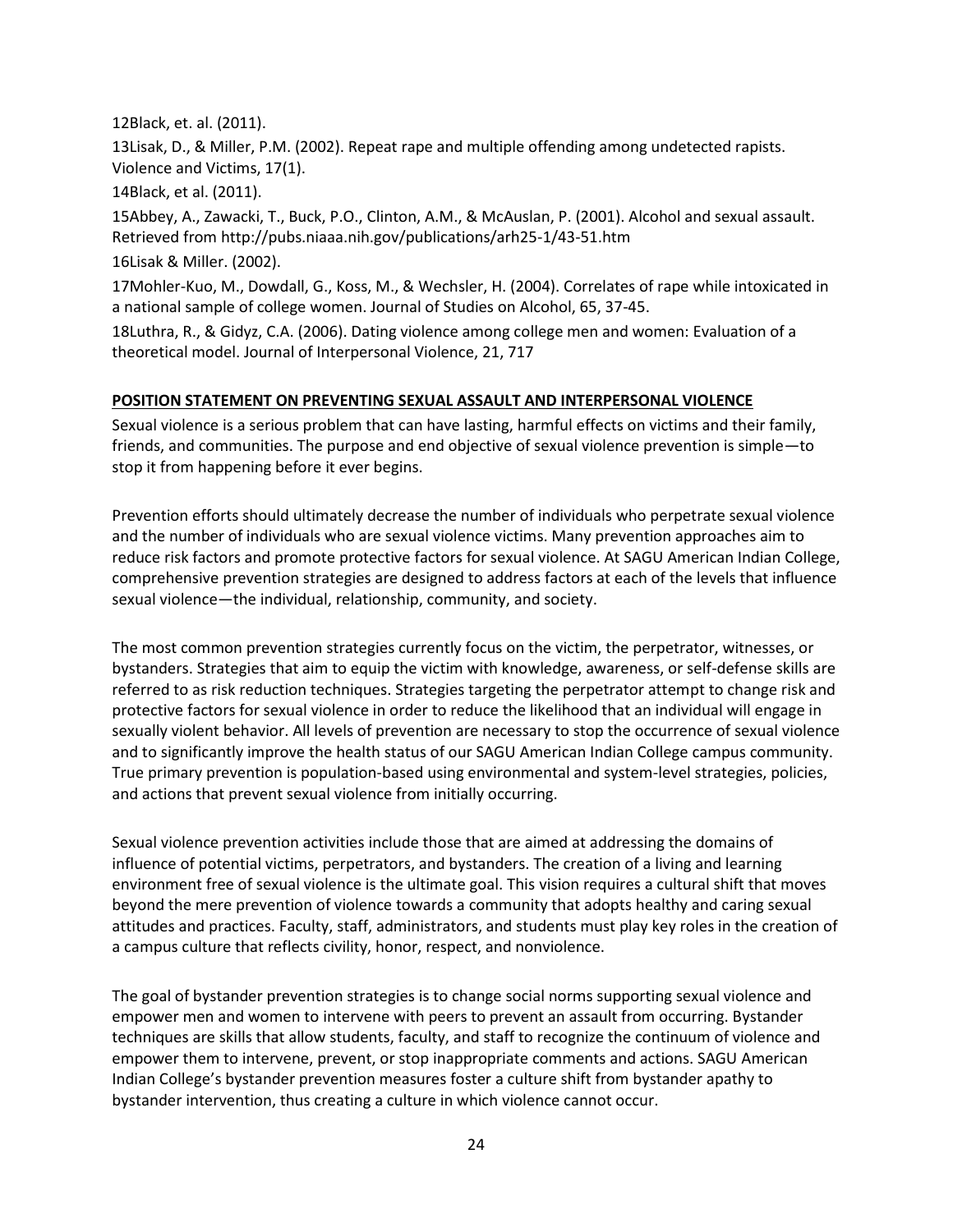12Black, et. al. (2011).

13Lisak, D., & Miller, P.M. (2002). Repeat rape and multiple offending among undetected rapists. Violence and Victims, 17(1).

14Black, et al. (2011).

15Abbey, A., Zawacki, T., Buck, P.O., Clinton, A.M., & McAuslan, P. (2001). Alcohol and sexual assault. Retrieved from http://pubs.niaaa.nih.gov/publications/arh25-1/43-51.htm

16Lisak & Miller. (2002).

17Mohler-Kuo, M., Dowdall, G., Koss, M., & Wechsler, H. (2004). Correlates of rape while intoxicated in a national sample of college women. Journal of Studies on Alcohol, 65, 37-45.

18Luthra, R., & Gidyz, C.A. (2006). Dating violence among college men and women: Evaluation of a theoretical model. Journal of Interpersonal Violence, 21, 717

## POSITION STATEMENT ON PREVENTING SEXUAL ASSAULT AND INTERPERSONAL VIOLENCE

Sexual violence is a serious problem that can have lasting, harmful effects on victims and their family, friends, and communities. The purpose and end objective of sexual violence prevention is simple—to stop it from happening before it ever begins.

Prevention efforts should ultimately decrease the number of individuals who perpetrate sexual violence and the number of individuals who are sexual violence victims. Many prevention approaches aim to reduce risk factors and promote protective factors for sexual violence. At SAGU American Indian College, comprehensive prevention strategies are designed to address factors at each of the levels that influence sexual violence—the individual, relationship, community, and society.

The most common prevention strategies currently focus on the victim, the perpetrator, witnesses, or bystanders. Strategies that aim to equip the victim with knowledge, awareness, or self-defense skills are referred to as risk reduction techniques. Strategies targeting the perpetrator attempt to change risk and protective factors for sexual violence in order to reduce the likelihood that an individual will engage in sexually violent behavior. All levels of prevention are necessary to stop the occurrence of sexual violence and to significantly improve the health status of our SAGU American Indian College campus community. True primary prevention is population-based using environmental and system-level strategies, policies, and actions that prevent sexual violence from initially occurring.

Sexual violence prevention activities include those that are aimed at addressing the domains of influence of potential victims, perpetrators, and bystanders. The creation of a living and learning environment free of sexual violence is the ultimate goal. This vision requires a cultural shift that moves beyond the mere prevention of violence towards a community that adopts healthy and caring sexual attitudes and practices. Faculty, staff, administrators, and students must play key roles in the creation of a campus culture that reflects civility, honor, respect, and nonviolence.

The goal of bystander prevention strategies is to change social norms supporting sexual violence and empower men and women to intervene with peers to prevent an assault from occurring. Bystander techniques are skills that allow students, faculty, and staff to recognize the continuum of violence and empower them to intervene, prevent, or stop inappropriate comments and actions. SAGU American Indian College's bystander prevention measures foster a culture shift from bystander apathy to bystander intervention, thus creating a culture in which violence cannot occur.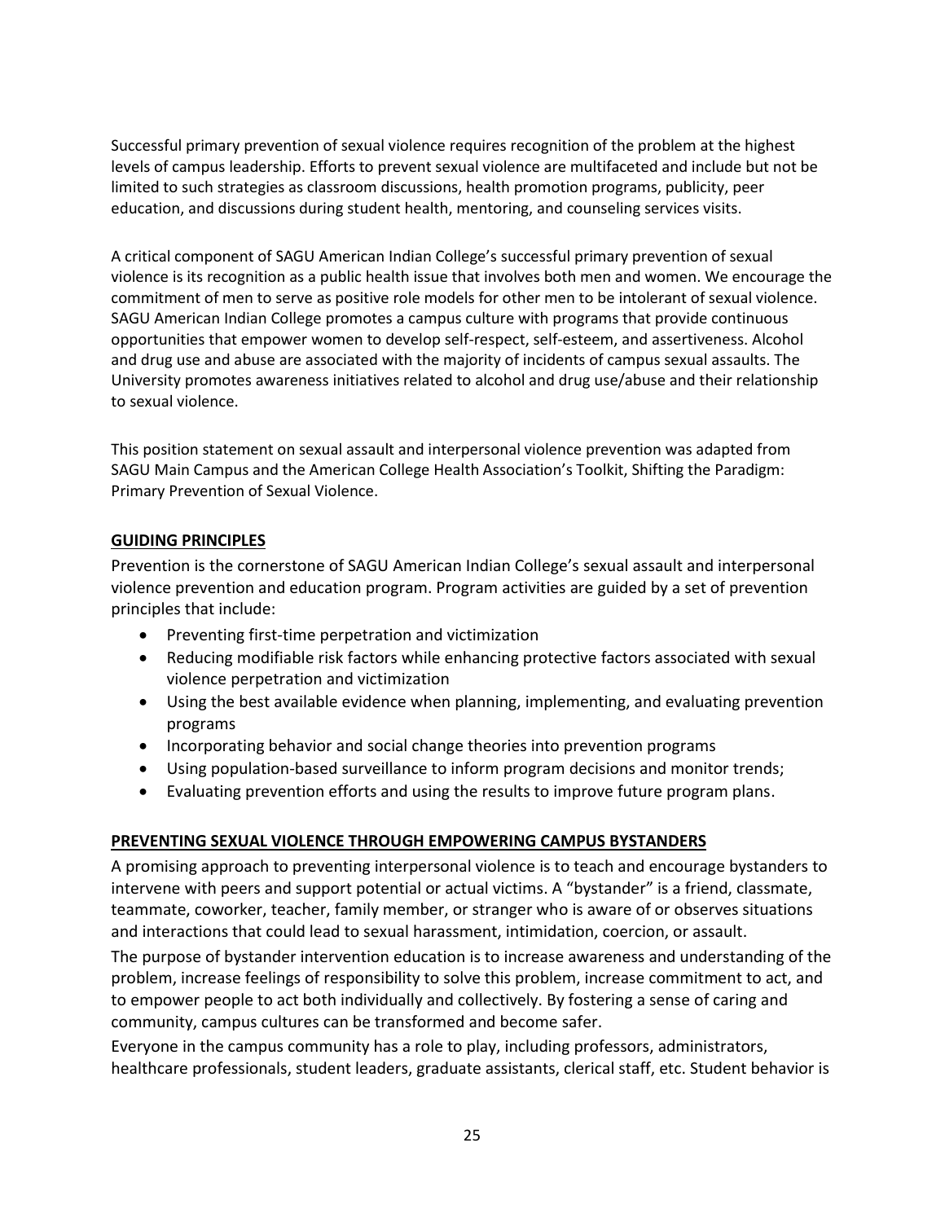Successful primary prevention of sexual violence requires recognition of the problem at the highest levels of campus leadership. Efforts to prevent sexual violence are multifaceted and include but not be limited to such strategies as classroom discussions, health promotion programs, publicity, peer education, and discussions during student health, mentoring, and counseling services visits.

A critical component of SAGU American Indian College's successful primary prevention of sexual violence is its recognition as a public health issue that involves both men and women. We encourage the commitment of men to serve as positive role models for other men to be intolerant of sexual violence. SAGU American Indian College promotes a campus culture with programs that provide continuous opportunities that empower women to develop self-respect, self-esteem, and assertiveness. Alcohol and drug use and abuse are associated with the majority of incidents of campus sexual assaults. The University promotes awareness initiatives related to alcohol and drug use/abuse and their relationship to sexual violence.

This position statement on sexual assault and interpersonal violence prevention was adapted from SAGU Main Campus and the American College Health Association's Toolkit, Shifting the Paradigm: Primary Prevention of Sexual Violence.

## GUIDING PRINCIPLES

Prevention is the cornerstone of SAGU American Indian College's sexual assault and interpersonal violence prevention and education program. Program activities are guided by a set of prevention principles that include:

- Preventing first-time perpetration and victimization
- Reducing modifiable risk factors while enhancing protective factors associated with sexual violence perpetration and victimization
- Using the best available evidence when planning, implementing, and evaluating prevention programs
- Incorporating behavior and social change theories into prevention programs
- Using population-based surveillance to inform program decisions and monitor trends;
- Evaluating prevention efforts and using the results to improve future program plans.

## PREVENTING SEXUAL VIOLENCE THROUGH EMPOWERING CAMPUS BYSTANDERS

A promising approach to preventing interpersonal violence is to teach and encourage bystanders to intervene with peers and support potential or actual victims. A "bystander" is a friend, classmate, teammate, coworker, teacher, family member, or stranger who is aware of or observes situations and interactions that could lead to sexual harassment, intimidation, coercion, or assault.

The purpose of bystander intervention education is to increase awareness and understanding of the problem, increase feelings of responsibility to solve this problem, increase commitment to act, and to empower people to act both individually and collectively. By fostering a sense of caring and community, campus cultures can be transformed and become safer.

Everyone in the campus community has a role to play, including professors, administrators, healthcare professionals, student leaders, graduate assistants, clerical staff, etc. Student behavior is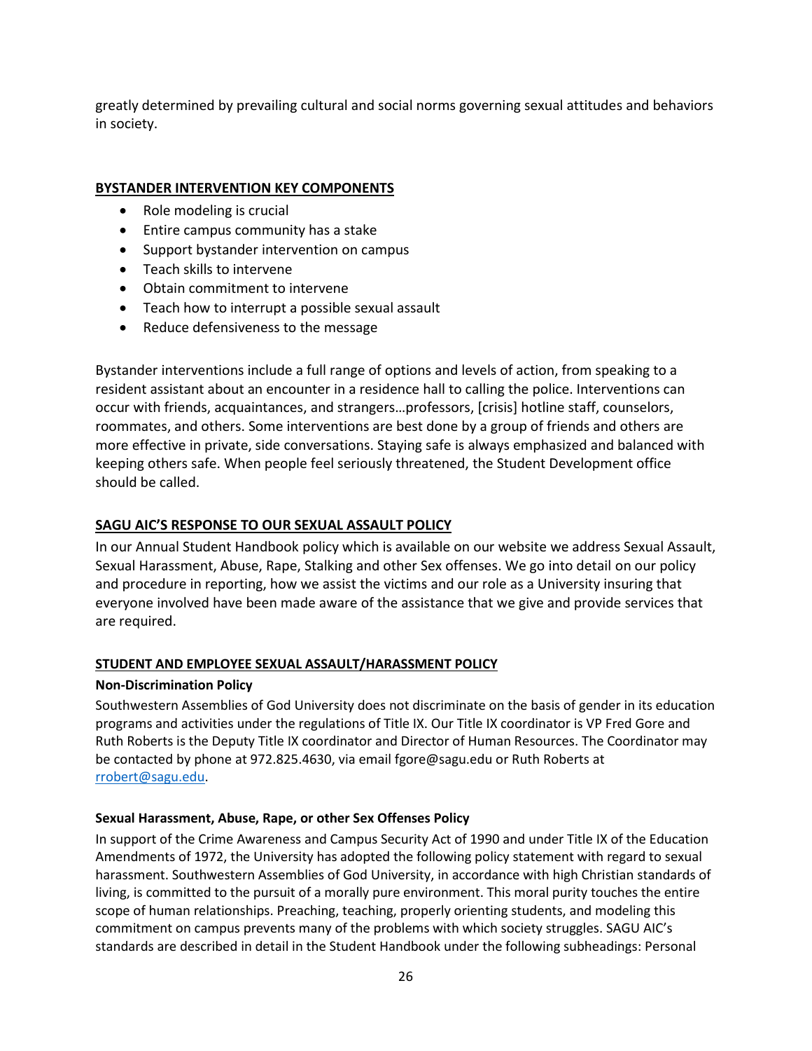greatly determined by prevailing cultural and social norms governing sexual attitudes and behaviors in society.

## BYSTANDER INTERVENTION KEY COMPONENTS

- Role modeling is crucial
- Entire campus community has a stake
- Support bystander intervention on campus
- Teach skills to intervene
- Obtain commitment to intervene
- Teach how to interrupt a possible sexual assault
- Reduce defensiveness to the message

Bystander interventions include a full range of options and levels of action, from speaking to a resident assistant about an encounter in a residence hall to calling the police. Interventions can occur with friends, acquaintances, and strangers…professors, [crisis] hotline staff, counselors, roommates, and others. Some interventions are best done by a group of friends and others are more effective in private, side conversations. Staying safe is always emphasized and balanced with keeping others safe. When people feel seriously threatened, the Student Development office should be called.

## SAGU AIC'S RESPONSE TO OUR SEXUAL ASSAULT POLICY

In our Annual Student Handbook policy which is available on our website we address Sexual Assault, Sexual Harassment, Abuse, Rape, Stalking and other Sex offenses. We go into detail on our policy and procedure in reporting, how we assist the victims and our role as a University insuring that everyone involved have been made aware of the assistance that we give and provide services that are required.

## STUDENT AND EMPLOYEE SEXUAL ASSAULT/HARASSMENT POLICY

### Non-Discrimination Policy

Southwestern Assemblies of God University does not discriminate on the basis of gender in its education programs and activities under the regulations of Title IX. Our Title IX coordinator is VP Fred Gore and Ruth Roberts is the Deputy Title IX coordinator and Director of Human Resources. The Coordinator may be contacted by phone at 972.825.4630, via email fgore@sagu.edu or Ruth Roberts at rrobert@sagu.edu.

### Sexual Harassment, Abuse, Rape, or other Sex Offenses Policy

In support of the Crime Awareness and Campus Security Act of 1990 and under Title IX of the Education Amendments of 1972, the University has adopted the following policy statement with regard to sexual harassment. Southwestern Assemblies of God University, in accordance with high Christian standards of living, is committed to the pursuit of a morally pure environment. This moral purity touches the entire scope of human relationships. Preaching, teaching, properly orienting students, and modeling this commitment on campus prevents many of the problems with which society struggles. SAGU AIC's standards are described in detail in the Student Handbook under the following subheadings: Personal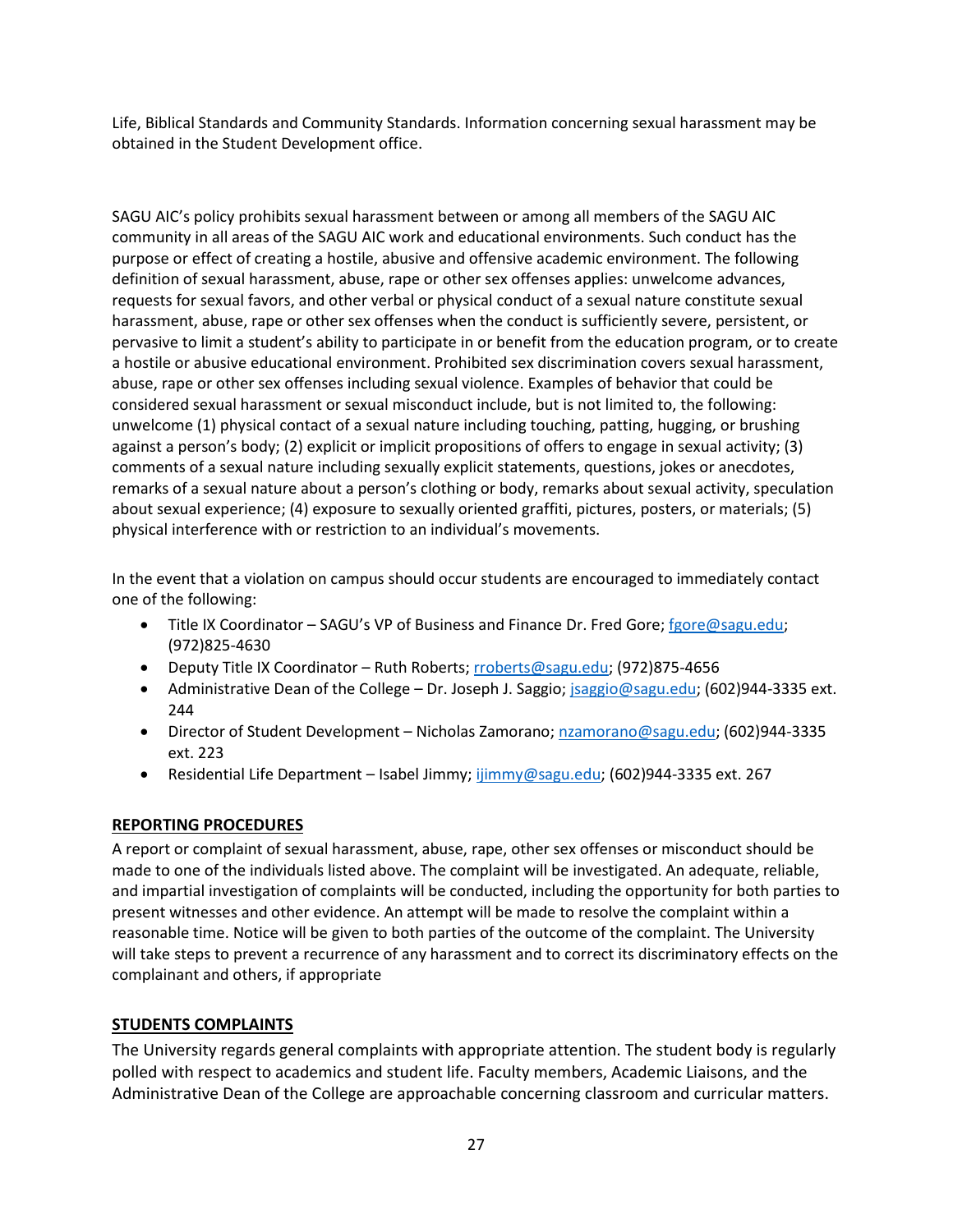Life, Biblical Standards and Community Standards. Information concerning sexual harassment may be obtained in the Student Development office.

SAGU AIC's policy prohibits sexual harassment between or among all members of the SAGU AIC community in all areas of the SAGU AIC work and educational environments. Such conduct has the purpose or effect of creating a hostile, abusive and offensive academic environment. The following definition of sexual harassment, abuse, rape or other sex offenses applies: unwelcome advances, requests for sexual favors, and other verbal or physical conduct of a sexual nature constitute sexual harassment, abuse, rape or other sex offenses when the conduct is sufficiently severe, persistent, or pervasive to limit a student's ability to participate in or benefit from the education program, or to create a hostile or abusive educational environment. Prohibited sex discrimination covers sexual harassment, abuse, rape or other sex offenses including sexual violence. Examples of behavior that could be considered sexual harassment or sexual misconduct include, but is not limited to, the following: unwelcome (1) physical contact of a sexual nature including touching, patting, hugging, or brushing against a person's body; (2) explicit or implicit propositions of offers to engage in sexual activity; (3) comments of a sexual nature including sexually explicit statements, questions, jokes or anecdotes, remarks of a sexual nature about a person's clothing or body, remarks about sexual activity, speculation about sexual experience; (4) exposure to sexually oriented graffiti, pictures, posters, or materials; (5) physical interference with or restriction to an individual's movements.

In the event that a violation on campus should occur students are encouraged to immediately contact one of the following:

- Title IX Coordinator – SAGU's VP of Business and Finance Dr. Fred Gore; fgore@sagu.edu; (972)825-4630
- Deputy Title IX Coordinator – Ruth Roberts; rroberts@sagu.edu; (972)875-4656
- Administrative Dean of the College – Dr. Joseph J. Saggio; jsaggio@sagu.edu; (602)944-3335 ext. 244
- Director of Student Development – Nicholas Zamorano; nzamorano@sagu.edu; (602)944-3335 ext. 223
- Residential Life Department – Isabel Jimmy; ijimmy@sagu.edu; (602)944-3335 ext. 267

## REPORTING PROCEDURES

A report or complaint of sexual harassment, abuse, rape, other sex offenses or misconduct should be made to one of the individuals listed above. The complaint will be investigated. An adequate, reliable, and impartial investigation of complaints will be conducted, including the opportunity for both parties to present witnesses and other evidence. An attempt will be made to resolve the complaint within a reasonable time. Notice will be given to both parties of the outcome of the complaint. The University will take steps to prevent a recurrence of any harassment and to correct its discriminatory effects on the complainant and others, if appropriate

## STUDENTS COMPLAINTS

The University regards general complaints with appropriate attention. The student body is regularly polled with respect to academics and student life. Faculty members, Academic Liaisons, and the Administrative Dean of the College are approachable concerning classroom and curricular matters.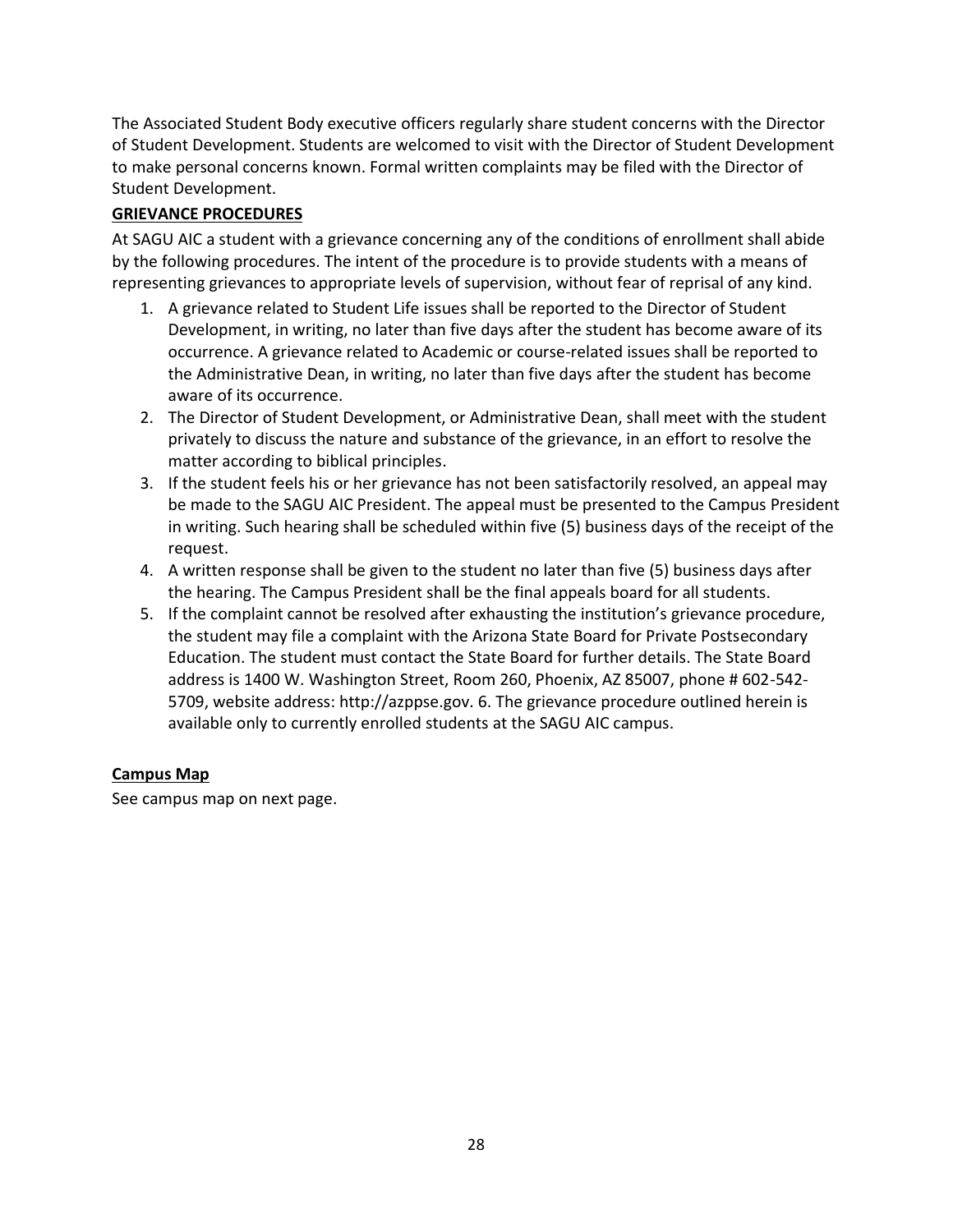The Associated Student Body executive officers regularly share student concerns with the Director of Student Development. Students are welcomed to visit with the Director of Student Development to make personal concerns known. Formal written complaints may be filed with the Director of Student Development.

## GRIEVANCE PROCEDURES

At SAGU AIC a student with a grievance concerning any of the conditions of enrollment shall abide by the following procedures. The intent of the procedure is to provide students with a means of representing grievances to appropriate levels of supervision, without fear of reprisal of any kind.

1. A grievance related to Student Life issues shall be reported to the Director of Student Development, in writing, no later than five days after the student has become aware of its occurrence. A grievance related to Academic or course-related issues shall be reported to the Administrative Dean, in writing, no later than five days after the student has become aware of its occurrence.
2. The Director of Student Development, or Administrative Dean, shall meet with the student privately to discuss the nature and substance of the grievance, in an effort to resolve the matter according to biblical principles.
3. If the student feels his or her grievance has not been satisfactorily resolved, an appeal may be made to the SAGU AIC President. The appeal must be presented to the Campus President in writing. Such hearing shall be scheduled within five (5) business days of the receipt of the request.
4. A written response shall be given to the student no later than five (5) business days after the hearing. The Campus President shall be the final appeals board for all students.
5. If the complaint cannot be resolved after exhausting the institution's grievance procedure, the student may file a complaint with the Arizona State Board for Private Postsecondary Education. The student must contact the State Board for further details. The State Board address is 1400 W. Washington Street, Room 260, Phoenix, AZ 85007, phone # 602-542-5709, website address: http://azppse.gov. 6. The grievance procedure outlined herein is available only to currently enrolled students at the SAGU AIC campus.

## Campus Map

See campus map on next page.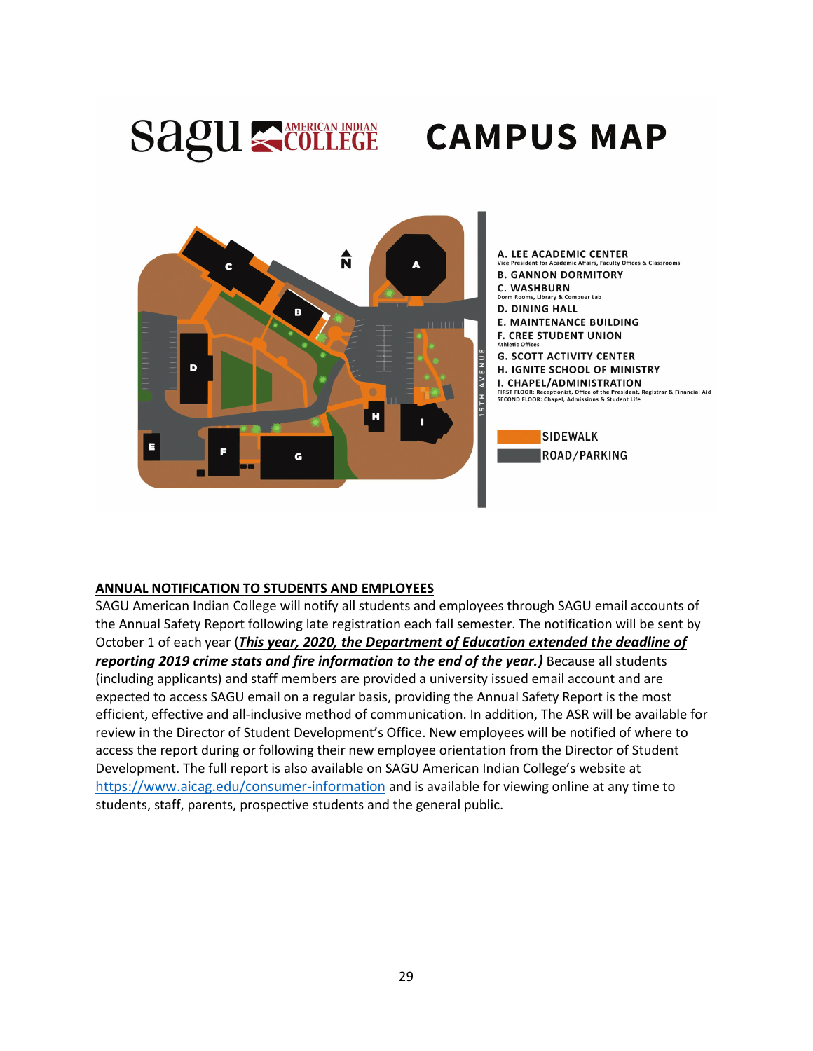# sagu AMERICAN INDIAN COLLEGE CAMPUS MAP

N

15TH AVENUE

A. LEE ACADEMIC CENTER
Vice President for Academic Affairs, Faculty Offices & Classrooms
B. GANNON DORMITORY
C. WASHBURN
Dorm Rooms, Library & Compuer Lab
D. DINING HALL
E. MAINTENANCE BUILDING
F. CREE STUDENT UNION
Athletic Offices
G. SCOTT ACTIVITY CENTER
H. IGNITE SCHOOL OF MINISTRY
I. CHAPEL/ADMINISTRATION
FIRST FLOOR: Receptionist, Office of the President, Registrar & Financial Aid
SECOND FLOOR: Chapel, Admissions & Student Life

SIDEWALK
ROAD/PARKING

## ANNUAL NOTIFICATION TO STUDENTS AND EMPLOYEES

SAGU American Indian College will notify all students and employees through SAGU email accounts of the Annual Safety Report following late registration each fall semester. The notification will be sent by October 1 of each year (***This year, 2020, the Department of Education extended the deadline of reporting 2019 crime stats and fire information to the end of the year.)*** Because all students (including applicants) and staff members are provided a university issued email account and are expected to access SAGU email on a regular basis, providing the Annual Safety Report is the most efficient, effective and all-inclusive method of communication. In addition, The ASR will be available for review in the Director of Student Development's Office. New employees will be notified of where to access the report during or following their new employee orientation from the Director of Student Development. The full report is also available on SAGU American Indian College's website at https://www.aicag.edu/consumer-information and is available for viewing online at any time to students, staff, parents, prospective students and the general public.